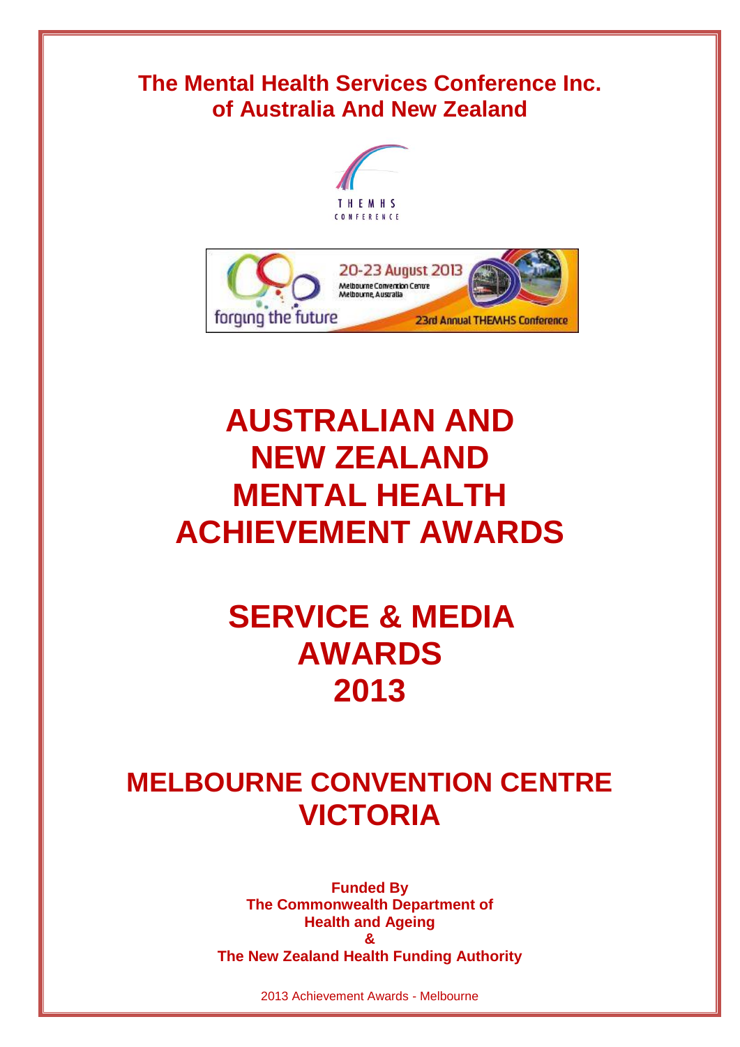**The Mental Health Services Conference Inc. of Australia And New Zealand**

THEMHS CONFERENCE

20-23 August 2013
Melbourne Convention Centre
Melbourne, Australia

forging the future

23rd Annual THEMHS Conference

# AUSTRALIAN AND NEW ZEALAND MENTAL HEALTH ACHIEVEMENT AWARDS

# SERVICE & MEDIA AWARDS 2013

## MELBOURNE CONVENTION CENTRE VICTORIA

**Funded By**
**The Commonwealth Department of Health and Ageing**
**&**
**The New Zealand Health Funding Authority**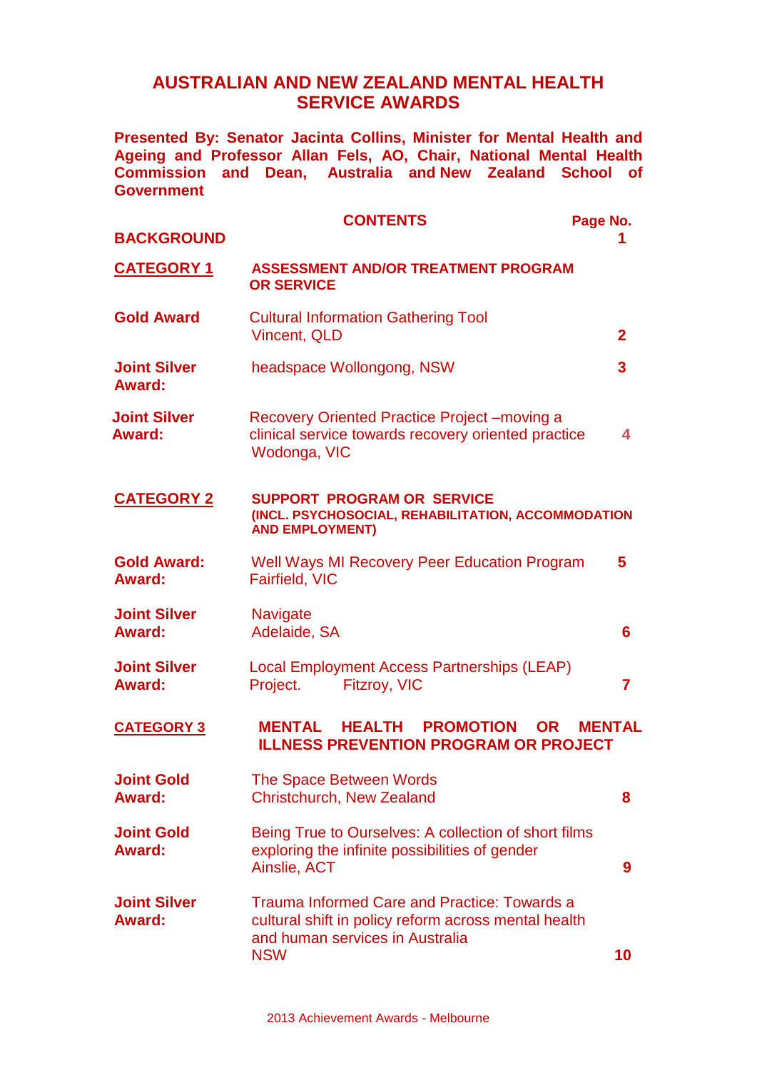# AUSTRALIAN AND NEW ZEALAND MENTAL HEALTH SERVICE AWARDS

**Presented By: Senator Jacinta Collins, Minister for Mental Health and Ageing and Professor Allan Fels, AO, Chair, National Mental Health Commission and Dean, Australia and New Zealand School of Government**

## CONTENTS

| | | Page No. |
|---|---|---|
| **BACKGROUND** | | **1** |
| **CATEGORY 1** | **ASSESSMENT AND/OR TREATMENT PROGRAM OR SERVICE** | |
| **Gold Award** | Cultural Information Gathering Tool<br>Vincent, QLD | **2** |
| **Joint Silver Award:** | headspace Wollongong, NSW | **3** |
| **Joint Silver Award:** | Recovery Oriented Practice Project –moving a clinical service towards recovery oriented practice<br>Wodonga, VIC | **4** |
| **CATEGORY 2** | **SUPPORT PROGRAM OR SERVICE (INCL. PSYCHOSOCIAL, REHABILITATION, ACCOMMODATION AND EMPLOYMENT)** | |
| **Gold Award: Award:** | Well Ways MI Recovery Peer Education Program<br>Fairfield, VIC | **5** |
| **Joint Silver Award:** | Navigate<br>Adelaide, SA | **6** |
| **Joint Silver Award:** | Local Employment Access Partnerships (LEAP) Project. Fitzroy, VIC | **7** |
| **CATEGORY 3** | **MENTAL HEALTH PROMOTION OR MENTAL ILLNESS PREVENTION PROGRAM OR PROJECT** | |
| **Joint Gold Award:** | The Space Between Words<br>Christchurch, New Zealand | **8** |
| **Joint Gold Award:** | Being True to Ourselves: A collection of short films exploring the infinite possibilities of gender<br>Ainslie, ACT | **9** |
| **Joint Silver Award:** | Trauma Informed Care and Practice: Towards a cultural shift in policy reform across mental health and human services in Australia<br>NSW | **10** |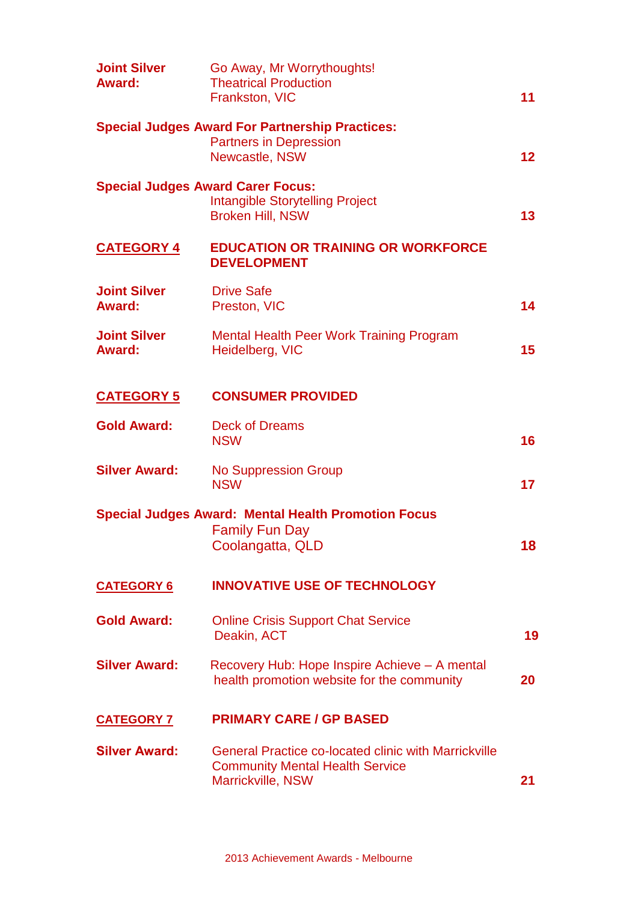**Joint Silver Award:** Go Away, Mr Worrythoughts!
Theatrical Production
Frankston, VIC — 11

**Special Judges Award For Partnership Practices:**
Partners in Depression
Newcastle, NSW — 12

**Special Judges Award Carer Focus:**
Intangible Storytelling Project
Broken Hill, NSW — 13

## CATEGORY 4 — EDUCATION OR TRAINING OR WORKFORCE DEVELOPMENT

**Joint Silver Award:** Drive Safe
Preston, VIC — 14

**Joint Silver Award:** Mental Health Peer Work Training Program
Heidelberg, VIC — 15

## CATEGORY 5 — CONSUMER PROVIDED

**Gold Award:** Deck of Dreams
NSW — 16

**Silver Award:** No Suppression Group
NSW — 17

**Special Judges Award: Mental Health Promotion Focus**
Family Fun Day
Coolangatta, QLD — 18

## CATEGORY 6 — INNOVATIVE USE OF TECHNOLOGY

**Gold Award:** Online Crisis Support Chat Service
Deakin, ACT — 19

**Silver Award:** Recovery Hub: Hope Inspire Achieve – A mental health promotion website for the community — 20

## CATEGORY 7 — PRIMARY CARE / GP BASED

**Silver Award:** General Practice co-located clinic with Marrickville Community Mental Health Service
Marrickville, NSW — 21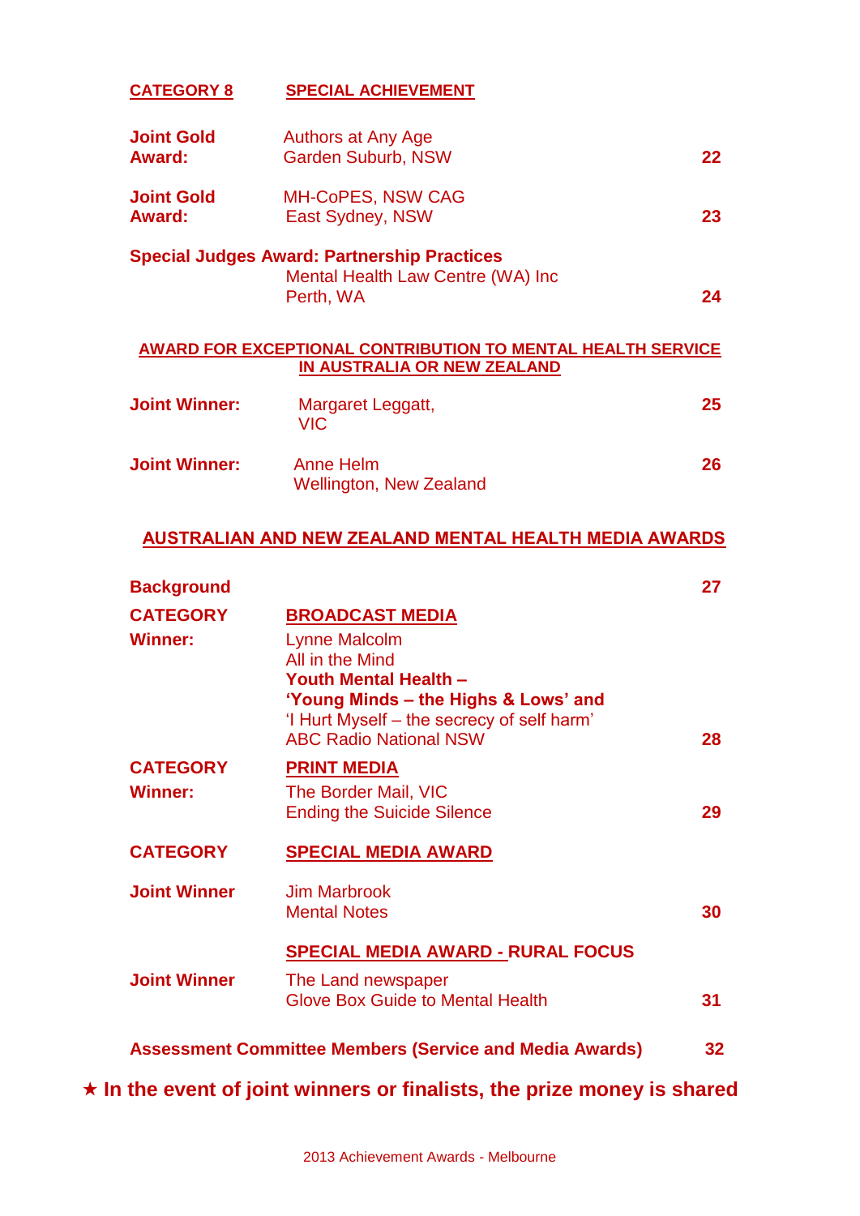**CATEGORY 8** **SPECIAL ACHIEVEMENT**

| | | |
|---|---|---|
| **Joint Gold Award:** | Authors at Any Age<br>Garden Suburb, NSW | **22** |
| **Joint Gold Award:** | MH-CoPES, NSW CAG<br>East Sydney, NSW | **23** |
| **Special Judges Award: Partnership Practices** | Mental Health Law Centre (WA) Inc<br>Perth, WA | **24** |

**AWARD FOR EXCEPTIONAL CONTRIBUTION TO MENTAL HEALTH SERVICE IN AUSTRALIA OR NEW ZEALAND**

| | | |
|---|---|---|
| **Joint Winner:** | Margaret Leggatt,<br>VIC | **25** |
| **Joint Winner:** | Anne Helm<br>Wellington, New Zealand | **26** |

**AUSTRALIAN AND NEW ZEALAND MENTAL HEALTH MEDIA AWARDS**

| | | |
|---|---|---|
| **Background** | | **27** |
| **CATEGORY** | **BROADCAST MEDIA** | |
| **Winner:** | Lynne Malcolm<br>All in the Mind<br>**Youth Mental Health –**<br>**'Young Minds – the Highs & Lows' and**<br>'I Hurt Myself – the secrecy of self harm'<br>ABC Radio National NSW | **28** |
| **CATEGORY** | **PRINT MEDIA** | |
| **Winner:** | The Border Mail, VIC<br>Ending the Suicide Silence | **29** |
| **CATEGORY** | **SPECIAL MEDIA AWARD** | |
| **Joint Winner** | Jim Marbrook<br>Mental Notes | **30** |
| | **SPECIAL MEDIA AWARD - RURAL FOCUS** | |
| **Joint Winner** | The Land newspaper<br>Glove Box Guide to Mental Health | **31** |
| **Assessment Committee Members (Service and Media Awards)** | | **32** |

★ **In the event of joint winners or finalists, the prize money is shared**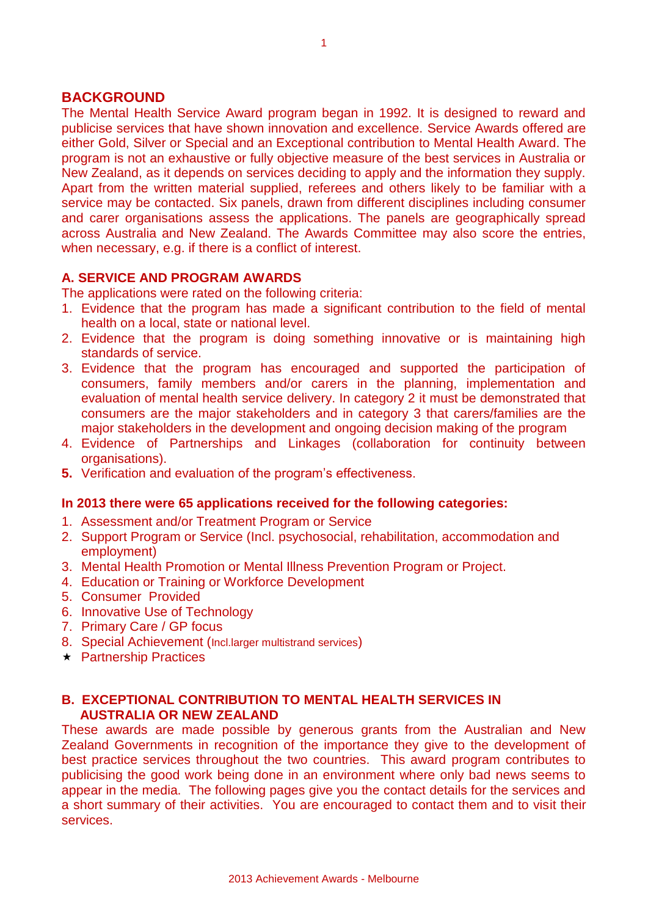## BACKGROUND

The Mental Health Service Award program began in 1992. It is designed to reward and publicise services that have shown innovation and excellence. Service Awards offered are either Gold, Silver or Special and an Exceptional contribution to Mental Health Award. The program is not an exhaustive or fully objective measure of the best services in Australia or New Zealand, as it depends on services deciding to apply and the information they supply. Apart from the written material supplied, referees and others likely to be familiar with a service may be contacted. Six panels, drawn from different disciplines including consumer and carer organisations assess the applications. The panels are geographically spread across Australia and New Zealand. The Awards Committee may also score the entries, when necessary, e.g. if there is a conflict of interest.

### A. SERVICE AND PROGRAM AWARDS

The applications were rated on the following criteria:

1. Evidence that the program has made a significant contribution to the field of mental health on a local, state or national level.
2. Evidence that the program is doing something innovative or is maintaining high standards of service.
3. Evidence that the program has encouraged and supported the participation of consumers, family members and/or carers in the planning, implementation and evaluation of mental health service delivery. In category 2 it must be demonstrated that consumers are the major stakeholders and in category 3 that carers/families are the major stakeholders in the development and ongoing decision making of the program
4. Evidence of Partnerships and Linkages (collaboration for continuity between organisations).
5. Verification and evaluation of the program's effectiveness.

**In 2013 there were 65 applications received for the following categories:**

1. Assessment and/or Treatment Program or Service
2. Support Program or Service (Incl. psychosocial, rehabilitation, accommodation and employment)
3. Mental Health Promotion or Mental Illness Prevention Program or Project.
4. Education or Training or Workforce Development
5. Consumer Provided
6. Innovative Use of Technology
7. Primary Care / GP focus
8. Special Achievement (Incl.larger multistrand services)

★ Partnership Practices

### B. EXCEPTIONAL CONTRIBUTION TO MENTAL HEALTH SERVICES IN AUSTRALIA OR NEW ZEALAND

These awards are made possible by generous grants from the Australian and New Zealand Governments in recognition of the importance they give to the development of best practice services throughout the two countries. This award program contributes to publicising the good work being done in an environment where only bad news seems to appear in the media. The following pages give you the contact details for the services and a short summary of their activities. You are encouraged to contact them and to visit their services.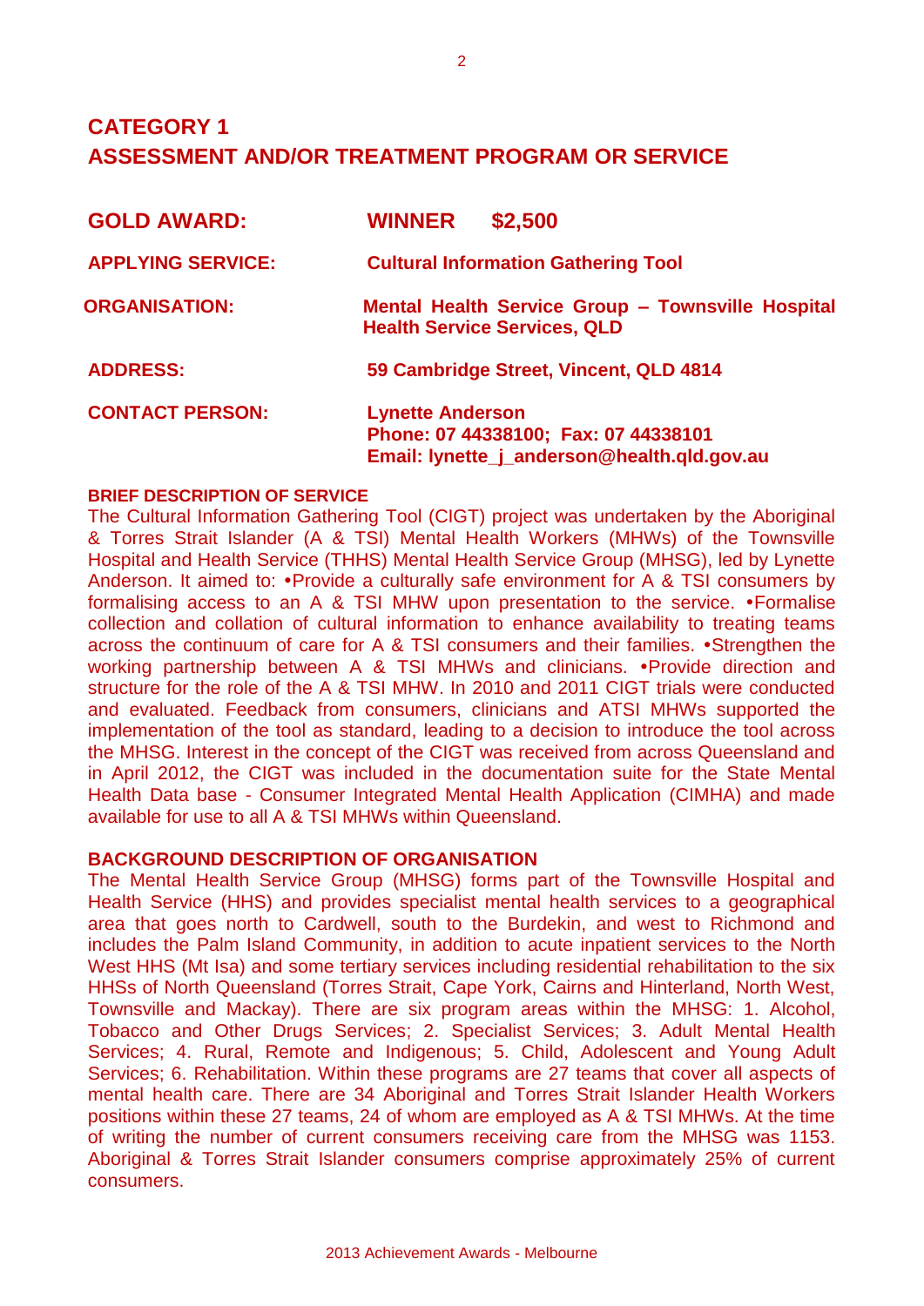## CATEGORY 1
## ASSESSMENT AND/OR TREATMENT PROGRAM OR SERVICE

| | |
|---|---|
| **GOLD AWARD:** | **WINNER $2,500** |
| **APPLYING SERVICE:** | **Cultural Information Gathering Tool** |
| **ORGANISATION:** | **Mental Health Service Group – Townsville Hospital Health Service Services, QLD** |
| **ADDRESS:** | **59 Cambridge Street, Vincent, QLD 4814** |
| **CONTACT PERSON:** | **Lynette Anderson**<br>**Phone: 07 44338100; Fax: 07 44338101**<br>**Email: lynette_j_anderson@health.qld.gov.au** |

**BRIEF DESCRIPTION OF SERVICE**

The Cultural Information Gathering Tool (CIGT) project was undertaken by the Aboriginal & Torres Strait Islander (A & TSI) Mental Health Workers (MHWs) of the Townsville Hospital and Health Service (THHS) Mental Health Service Group (MHSG), led by Lynette Anderson. It aimed to: •Provide a culturally safe environment for A & TSI consumers by formalising access to an A & TSI MHW upon presentation to the service. •Formalise collection and collation of cultural information to enhance availability to treating teams across the continuum of care for A & TSI consumers and their families. •Strengthen the working partnership between A & TSI MHWs and clinicians. •Provide direction and structure for the role of the A & TSI MHW. In 2010 and 2011 CIGT trials were conducted and evaluated. Feedback from consumers, clinicians and ATSI MHWs supported the implementation of the tool as standard, leading to a decision to introduce the tool across the MHSG. Interest in the concept of the CIGT was received from across Queensland and in April 2012, the CIGT was included in the documentation suite for the State Mental Health Data base - Consumer Integrated Mental Health Application (CIMHA) and made available for use to all A & TSI MHWs within Queensland.

**BACKGROUND DESCRIPTION OF ORGANISATION**

The Mental Health Service Group (MHSG) forms part of the Townsville Hospital and Health Service (HHS) and provides specialist mental health services to a geographical area that goes north to Cardwell, south to the Burdekin, and west to Richmond and includes the Palm Island Community, in addition to acute inpatient services to the North West HHS (Mt Isa) and some tertiary services including residential rehabilitation to the six HHSs of North Queensland (Torres Strait, Cape York, Cairns and Hinterland, North West, Townsville and Mackay). There are six program areas within the MHSG: 1. Alcohol, Tobacco and Other Drugs Services; 2. Specialist Services; 3. Adult Mental Health Services; 4. Rural, Remote and Indigenous; 5. Child, Adolescent and Young Adult Services; 6. Rehabilitation. Within these programs are 27 teams that cover all aspects of mental health care. There are 34 Aboriginal and Torres Strait Islander Health Workers positions within these 27 teams, 24 of whom are employed as A & TSI MHWs. At the time of writing the number of current consumers receiving care from the MHSG was 1153. Aboriginal & Torres Strait Islander consumers comprise approximately 25% of current consumers.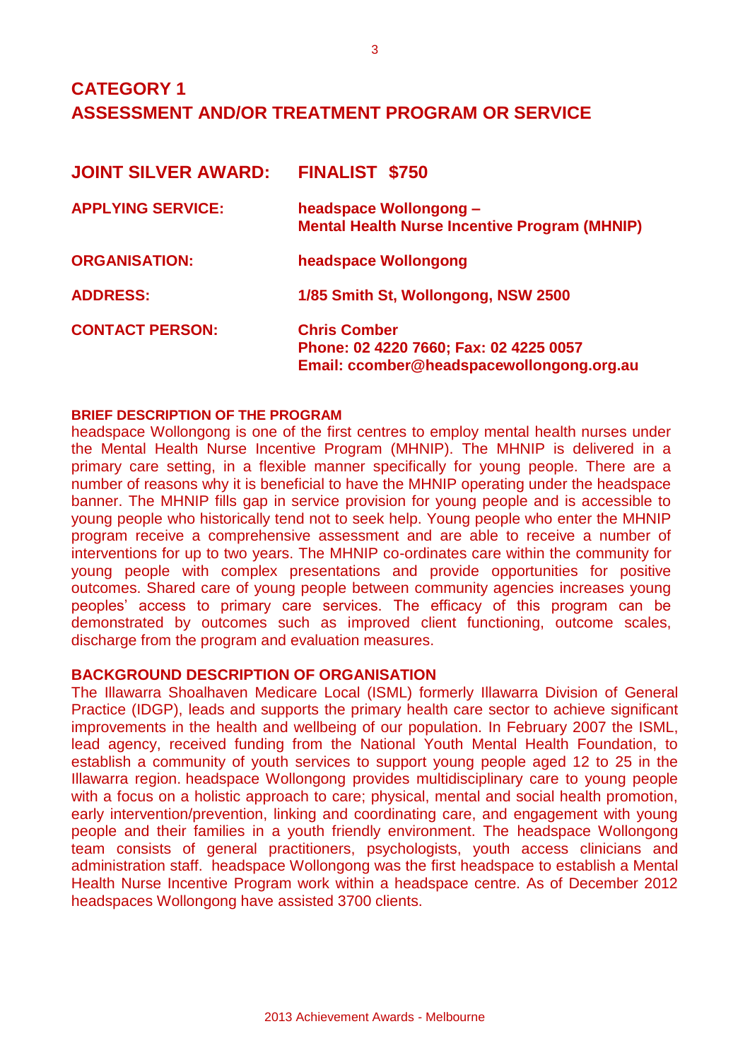# CATEGORY 1
# ASSESSMENT AND/OR TREATMENT PROGRAM OR SERVICE

| | |
|---|---|
| **JOINT SILVER AWARD:** | **FINALIST $750** |
| **APPLYING SERVICE:** | **headspace Wollongong – Mental Health Nurse Incentive Program (MHNIP)** |
| **ORGANISATION:** | **headspace Wollongong** |
| **ADDRESS:** | **1/85 Smith St, Wollongong, NSW 2500** |
| **CONTACT PERSON:** | **Chris Comber**<br>**Phone: 02 4220 7660; Fax: 02 4225 0057**<br>**Email: ccomber@headspacewollongong.org.au** |

**BRIEF DESCRIPTION OF THE PROGRAM**

headspace Wollongong is one of the first centres to employ mental health nurses under the Mental Health Nurse Incentive Program (MHNIP). The MHNIP is delivered in a primary care setting, in a flexible manner specifically for young people. There are a number of reasons why it is beneficial to have the MHNIP operating under the headspace banner. The MHNIP fills gap in service provision for young people and is accessible to young people who historically tend not to seek help. Young people who enter the MHNIP program receive a comprehensive assessment and are able to receive a number of interventions for up to two years. The MHNIP co-ordinates care within the community for young people with complex presentations and provide opportunities for positive outcomes. Shared care of young people between community agencies increases young peoples' access to primary care services. The efficacy of this program can be demonstrated by outcomes such as improved client functioning, outcome scales, discharge from the program and evaluation measures.

**BACKGROUND DESCRIPTION OF ORGANISATION**

The Illawarra Shoalhaven Medicare Local (ISML) formerly Illawarra Division of General Practice (IDGP), leads and supports the primary health care sector to achieve significant improvements in the health and wellbeing of our population. In February 2007 the ISML, lead agency, received funding from the National Youth Mental Health Foundation, to establish a community of youth services to support young people aged 12 to 25 in the Illawarra region. headspace Wollongong provides multidisciplinary care to young people with a focus on a holistic approach to care; physical, mental and social health promotion, early intervention/prevention, linking and coordinating care, and engagement with young people and their families in a youth friendly environment. The headspace Wollongong team consists of general practitioners, psychologists, youth access clinicians and administration staff. headspace Wollongong was the first headspace to establish a Mental Health Nurse Incentive Program work within a headspace centre. As of December 2012 headspaces Wollongong have assisted 3700 clients.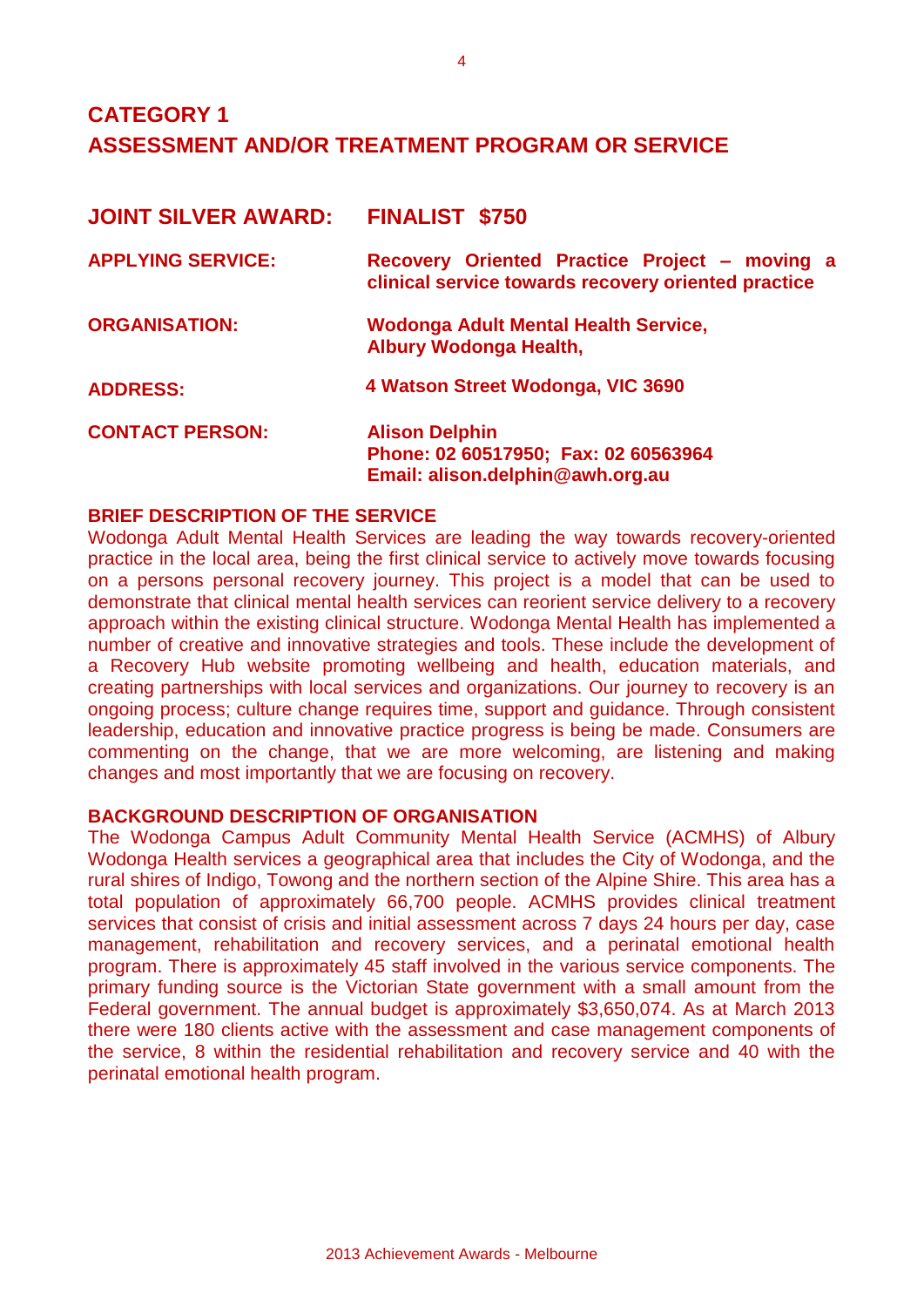# CATEGORY 1
# ASSESSMENT AND/OR TREATMENT PROGRAM OR SERVICE

**JOINT SILVER AWARD:** **FINALIST $750**

**APPLYING SERVICE:** **Recovery Oriented Practice Project – moving a clinical service towards recovery oriented practice**

**ORGANISATION:** **Wodonga Adult Mental Health Service, Albury Wodonga Health,**

**ADDRESS:** **4 Watson Street Wodonga, VIC 3690**

**CONTACT PERSON:** **Alison Delphin**
**Phone: 02 60517950; Fax: 02 60563964**
**Email: alison.delphin@awh.org.au**

### BRIEF DESCRIPTION OF THE SERVICE

Wodonga Adult Mental Health Services are leading the way towards recovery-oriented practice in the local area, being the first clinical service to actively move towards focusing on a persons personal recovery journey. This project is a model that can be used to demonstrate that clinical mental health services can reorient service delivery to a recovery approach within the existing clinical structure. Wodonga Mental Health has implemented a number of creative and innovative strategies and tools. These include the development of a Recovery Hub website promoting wellbeing and health, education materials, and creating partnerships with local services and organizations. Our journey to recovery is an ongoing process; culture change requires time, support and guidance. Through consistent leadership, education and innovative practice progress is being be made. Consumers are commenting on the change, that we are more welcoming, are listening and making changes and most importantly that we are focusing on recovery.

### BACKGROUND DESCRIPTION OF ORGANISATION

The Wodonga Campus Adult Community Mental Health Service (ACMHS) of Albury Wodonga Health services a geographical area that includes the City of Wodonga, and the rural shires of Indigo, Towong and the northern section of the Alpine Shire. This area has a total population of approximately 66,700 people. ACMHS provides clinical treatment services that consist of crisis and initial assessment across 7 days 24 hours per day, case management, rehabilitation and recovery services, and a perinatal emotional health program. There is approximately 45 staff involved in the various service components. The primary funding source is the Victorian State government with a small amount from the Federal government. The annual budget is approximately $3,650,074. As at March 2013 there were 180 clients active with the assessment and case management components of the service, 8 within the residential rehabilitation and recovery service and 40 with the perinatal emotional health program.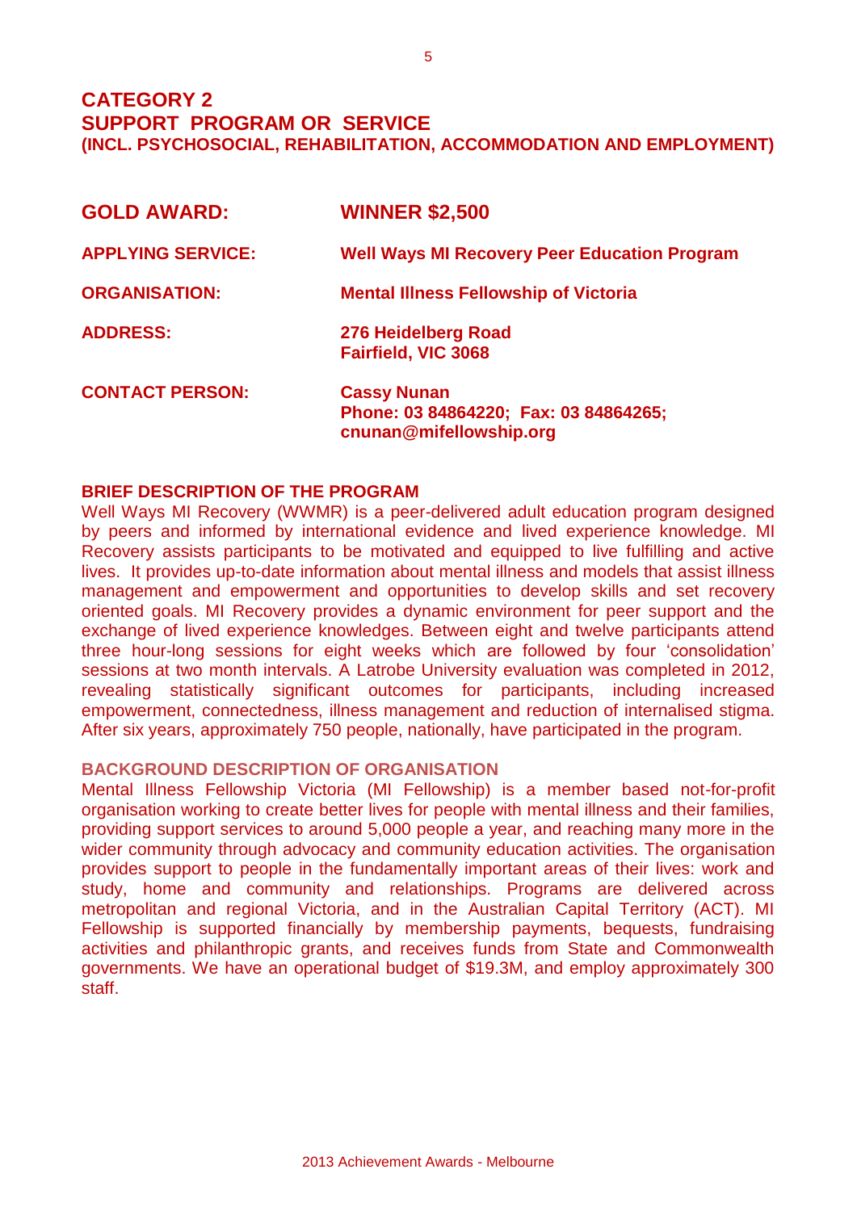## CATEGORY 2
## SUPPORT PROGRAM OR SERVICE
### (INCL. PSYCHOSOCIAL, REHABILITATION, ACCOMMODATION AND EMPLOYMENT)

| | |
|---|---|
| **GOLD AWARD:** | **WINNER $2,500** |
| **APPLYING SERVICE:** | **Well Ways MI Recovery Peer Education Program** |
| **ORGANISATION:** | **Mental Illness Fellowship of Victoria** |
| **ADDRESS:** | **276 Heidelberg Road**<br>**Fairfield, VIC 3068** |
| **CONTACT PERSON:** | **Cassy Nunan**<br>**Phone: 03 84864220; Fax: 03 84864265; cnunan@mifellowship.org** |

### BRIEF DESCRIPTION OF THE PROGRAM

Well Ways MI Recovery (WWMR) is a peer-delivered adult education program designed by peers and informed by international evidence and lived experience knowledge. MI Recovery assists participants to be motivated and equipped to live fulfilling and active lives. It provides up-to-date information about mental illness and models that assist illness management and empowerment and opportunities to develop skills and set recovery oriented goals. MI Recovery provides a dynamic environment for peer support and the exchange of lived experience knowledges. Between eight and twelve participants attend three hour-long sessions for eight weeks which are followed by four 'consolidation' sessions at two month intervals. A Latrobe University evaluation was completed in 2012, revealing statistically significant outcomes for participants, including increased empowerment, connectedness, illness management and reduction of internalised stigma. After six years, approximately 750 people, nationally, have participated in the program.

### BACKGROUND DESCRIPTION OF ORGANISATION

Mental Illness Fellowship Victoria (MI Fellowship) is a member based not-for-profit organisation working to create better lives for people with mental illness and their families, providing support services to around 5,000 people a year, and reaching many more in the wider community through advocacy and community education activities. The organisation provides support to people in the fundamentally important areas of their lives: work and study, home and community and relationships. Programs are delivered across metropolitan and regional Victoria, and in the Australian Capital Territory (ACT). MI Fellowship is supported financially by membership payments, bequests, fundraising activities and philanthropic grants, and receives funds from State and Commonwealth governments. We have an operational budget of $19.3M, and employ approximately 300 staff.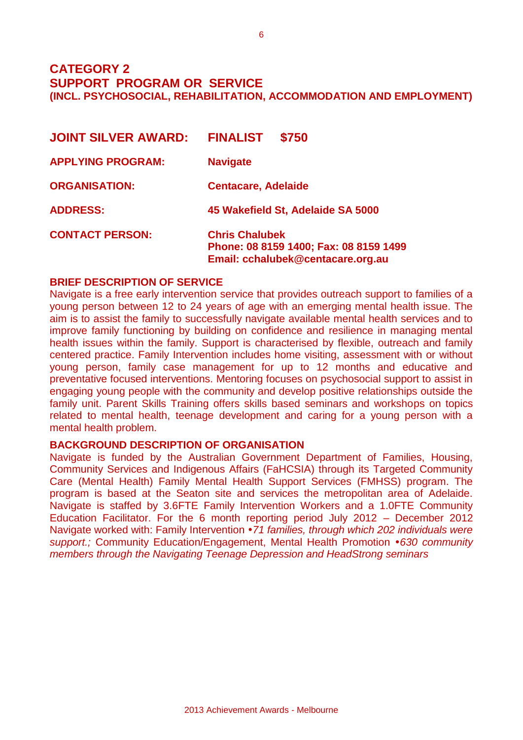## CATEGORY 2
## SUPPORT PROGRAM OR SERVICE
### (INCL. PSYCHOSOCIAL, REHABILITATION, ACCOMMODATION AND EMPLOYMENT)

**JOINT SILVER AWARD:** **FINALIST $750**

**APPLYING PROGRAM:** **Navigate**

**ORGANISATION:** **Centacare, Adelaide**

**ADDRESS:** **45 Wakefield St, Adelaide SA 5000**

**CONTACT PERSON:** **Chris Chalubek**
**Phone: 08 8159 1400; Fax: 08 8159 1499**
**Email: cchalubek@centacare.org.au**

**BRIEF DESCRIPTION OF SERVICE**

Navigate is a free early intervention service that provides outreach support to families of a young person between 12 to 24 years of age with an emerging mental health issue. The aim is to assist the family to successfully navigate available mental health services and to improve family functioning by building on confidence and resilience in managing mental health issues within the family. Support is characterised by flexible, outreach and family centered practice. Family Intervention includes home visiting, assessment with or without young person, family case management for up to 12 months and educative and preventative focused interventions. Mentoring focuses on psychosocial support to assist in engaging young people with the community and develop positive relationships outside the family unit. Parent Skills Training offers skills based seminars and workshops on topics related to mental health, teenage development and caring for a young person with a mental health problem.

**BACKGROUND DESCRIPTION OF ORGANISATION**

Navigate is funded by the Australian Government Department of Families, Housing, Community Services and Indigenous Affairs (FaHCSIA) through its Targeted Community Care (Mental Health) Family Mental Health Support Services (FMHSS) program. The program is based at the Seaton site and services the metropolitan area of Adelaide. Navigate is staffed by 3.6FTE Family Intervention Workers and a 1.0FTE Community Education Facilitator. For the 6 month reporting period July 2012 – December 2012 Navigate worked with: Family Intervention *•71 families, through which 202 individuals were support.;* Community Education/Engagement, Mental Health Promotion *•630 community members through the Navigating Teenage Depression and HeadStrong seminars*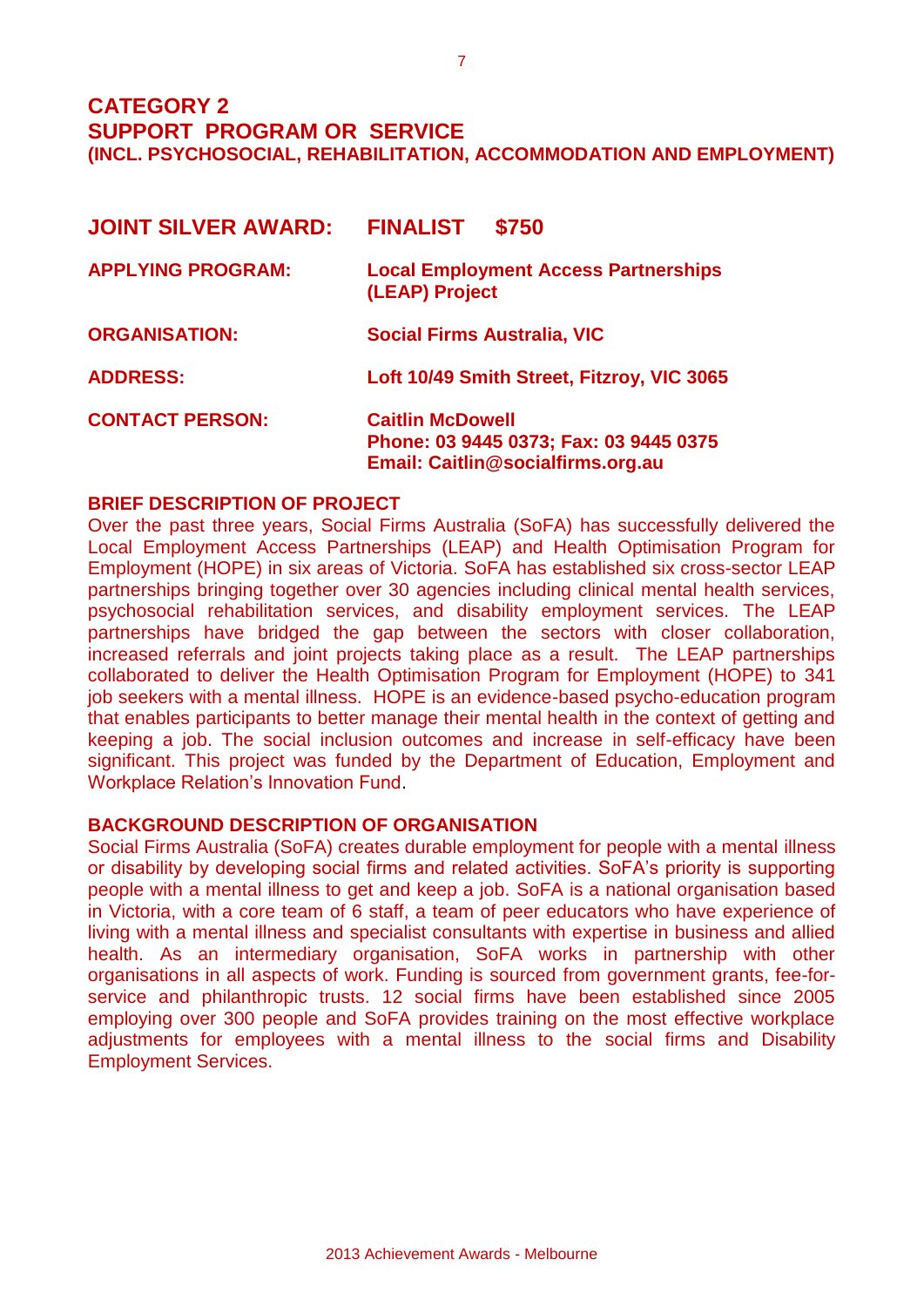# CATEGORY 2
# SUPPORT PROGRAM OR SERVICE
### (INCL. PSYCHOSOCIAL, REHABILITATION, ACCOMMODATION AND EMPLOYMENT)

| | |
|---|---|
| **JOINT SILVER AWARD:** | **FINALIST $750** |
| **APPLYING PROGRAM:** | **Local Employment Access Partnerships (LEAP) Project** |
| **ORGANISATION:** | **Social Firms Australia, VIC** |
| **ADDRESS:** | **Loft 10/49 Smith Street, Fitzroy, VIC 3065** |
| **CONTACT PERSON:** | **Caitlin McDowell**<br>**Phone: 03 9445 0373; Fax: 03 9445 0375**<br>**Email: Caitlin@socialfirms.org.au** |

**BRIEF DESCRIPTION OF PROJECT**

Over the past three years, Social Firms Australia (SoFA) has successfully delivered the Local Employment Access Partnerships (LEAP) and Health Optimisation Program for Employment (HOPE) in six areas of Victoria. SoFA has established six cross-sector LEAP partnerships bringing together over 30 agencies including clinical mental health services, psychosocial rehabilitation services, and disability employment services. The LEAP partnerships have bridged the gap between the sectors with closer collaboration, increased referrals and joint projects taking place as a result. The LEAP partnerships collaborated to deliver the Health Optimisation Program for Employment (HOPE) to 341 job seekers with a mental illness. HOPE is an evidence-based psycho-education program that enables participants to better manage their mental health in the context of getting and keeping a job. The social inclusion outcomes and increase in self-efficacy have been significant. This project was funded by the Department of Education, Employment and Workplace Relation's Innovation Fund.

**BACKGROUND DESCRIPTION OF ORGANISATION**

Social Firms Australia (SoFA) creates durable employment for people with a mental illness or disability by developing social firms and related activities. SoFA's priority is supporting people with a mental illness to get and keep a job. SoFA is a national organisation based in Victoria, with a core team of 6 staff, a team of peer educators who have experience of living with a mental illness and specialist consultants with expertise in business and allied health. As an intermediary organisation, SoFA works in partnership with other organisations in all aspects of work. Funding is sourced from government grants, fee-for-service and philanthropic trusts. 12 social firms have been established since 2005 employing over 300 people and SoFA provides training on the most effective workplace adjustments for employees with a mental illness to the social firms and Disability Employment Services.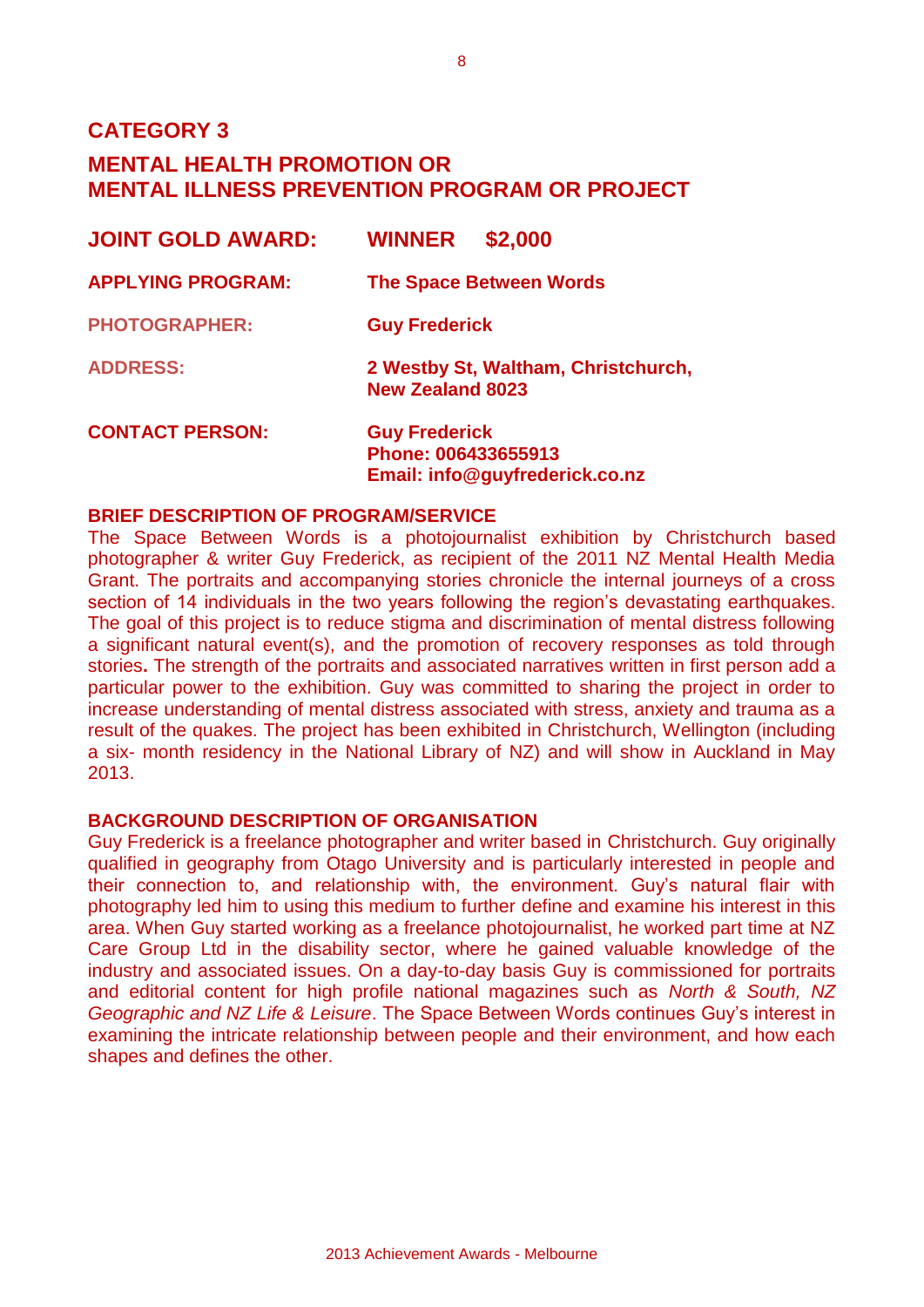## CATEGORY 3

## MENTAL HEALTH PROMOTION OR MENTAL ILLNESS PREVENTION PROGRAM OR PROJECT

**JOINT GOLD AWARD:** **WINNER $2,000**

**APPLYING PROGRAM:** **The Space Between Words**

**PHOTOGRAPHER:** **Guy Frederick**

**ADDRESS:** **2 Westby St, Waltham, Christchurch, New Zealand 8023**

**CONTACT PERSON:** **Guy Frederick**
**Phone: 006433655913**
**Email: info@guyfrederick.co.nz**

**BRIEF DESCRIPTION OF PROGRAM/SERVICE**

The Space Between Words is a photojournalist exhibition by Christchurch based photographer & writer Guy Frederick, as recipient of the 2011 NZ Mental Health Media Grant. The portraits and accompanying stories chronicle the internal journeys of a cross section of 14 individuals in the two years following the region's devastating earthquakes. The goal of this project is to reduce stigma and discrimination of mental distress following a significant natural event(s), and the promotion of recovery responses as told through stories**.** The strength of the portraits and associated narratives written in first person add a particular power to the exhibition. Guy was committed to sharing the project in order to increase understanding of mental distress associated with stress, anxiety and trauma as a result of the quakes. The project has been exhibited in Christchurch, Wellington (including a six- month residency in the National Library of NZ) and will show in Auckland in May 2013.

**BACKGROUND DESCRIPTION OF ORGANISATION**

Guy Frederick is a freelance photographer and writer based in Christchurch. Guy originally qualified in geography from Otago University and is particularly interested in people and their connection to, and relationship with, the environment. Guy's natural flair with photography led him to using this medium to further define and examine his interest in this area. When Guy started working as a freelance photojournalist, he worked part time at NZ Care Group Ltd in the disability sector, where he gained valuable knowledge of the industry and associated issues. On a day-to-day basis Guy is commissioned for portraits and editorial content for high profile national magazines such as *North & South, NZ Geographic and NZ Life & Leisure*. The Space Between Words continues Guy's interest in examining the intricate relationship between people and their environment, and how each shapes and defines the other.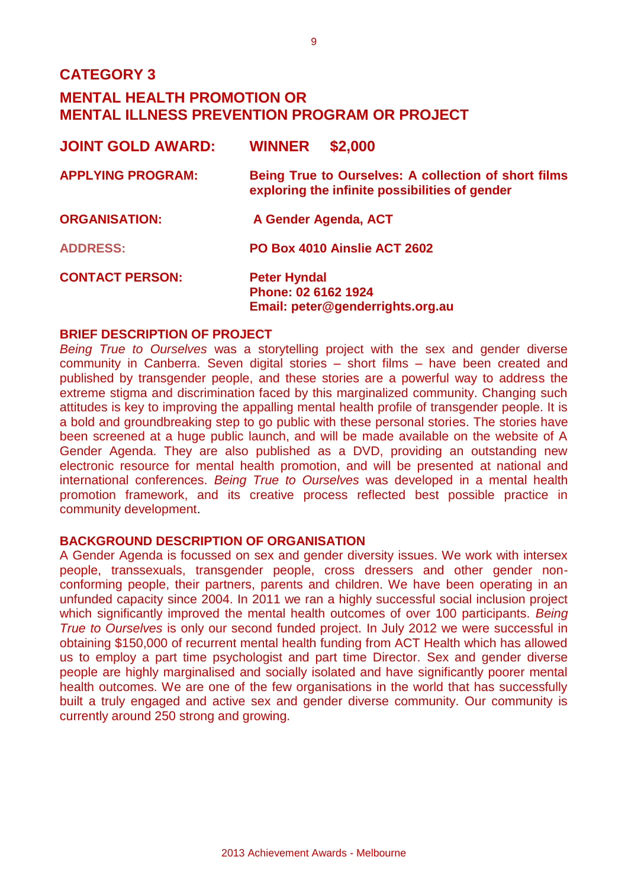## CATEGORY 3

## MENTAL HEALTH PROMOTION OR MENTAL ILLNESS PREVENTION PROGRAM OR PROJECT

**JOINT GOLD AWARD:** **WINNER $2,000**

**APPLYING PROGRAM:** **Being True to Ourselves: A collection of short films exploring the infinite possibilities of gender**

**ORGANISATION:** **A Gender Agenda, ACT**

**ADDRESS:** **PO Box 4010 Ainslie ACT 2602**

**CONTACT PERSON:** **Peter Hyndal**
**Phone: 02 6162 1924**
**Email: peter@genderrights.org.au**

### BRIEF DESCRIPTION OF PROJECT

*Being True to Ourselves* was a storytelling project with the sex and gender diverse community in Canberra. Seven digital stories – short films – have been created and published by transgender people, and these stories are a powerful way to address the extreme stigma and discrimination faced by this marginalized community. Changing such attitudes is key to improving the appalling mental health profile of transgender people. It is a bold and groundbreaking step to go public with these personal stories. The stories have been screened at a huge public launch, and will be made available on the website of A Gender Agenda. They are also published as a DVD, providing an outstanding new electronic resource for mental health promotion, and will be presented at national and international conferences. *Being True to Ourselves* was developed in a mental health promotion framework, and its creative process reflected best possible practice in community development.

### BACKGROUND DESCRIPTION OF ORGANISATION

A Gender Agenda is focussed on sex and gender diversity issues. We work with intersex people, transsexuals, transgender people, cross dressers and other gender non-conforming people, their partners, parents and children. We have been operating in an unfunded capacity since 2004. In 2011 we ran a highly successful social inclusion project which significantly improved the mental health outcomes of over 100 participants. *Being True to Ourselves* is only our second funded project. In July 2012 we were successful in obtaining $150,000 of recurrent mental health funding from ACT Health which has allowed us to employ a part time psychologist and part time Director. Sex and gender diverse people are highly marginalised and socially isolated and have significantly poorer mental health outcomes. We are one of the few organisations in the world that has successfully built a truly engaged and active sex and gender diverse community. Our community is currently around 250 strong and growing.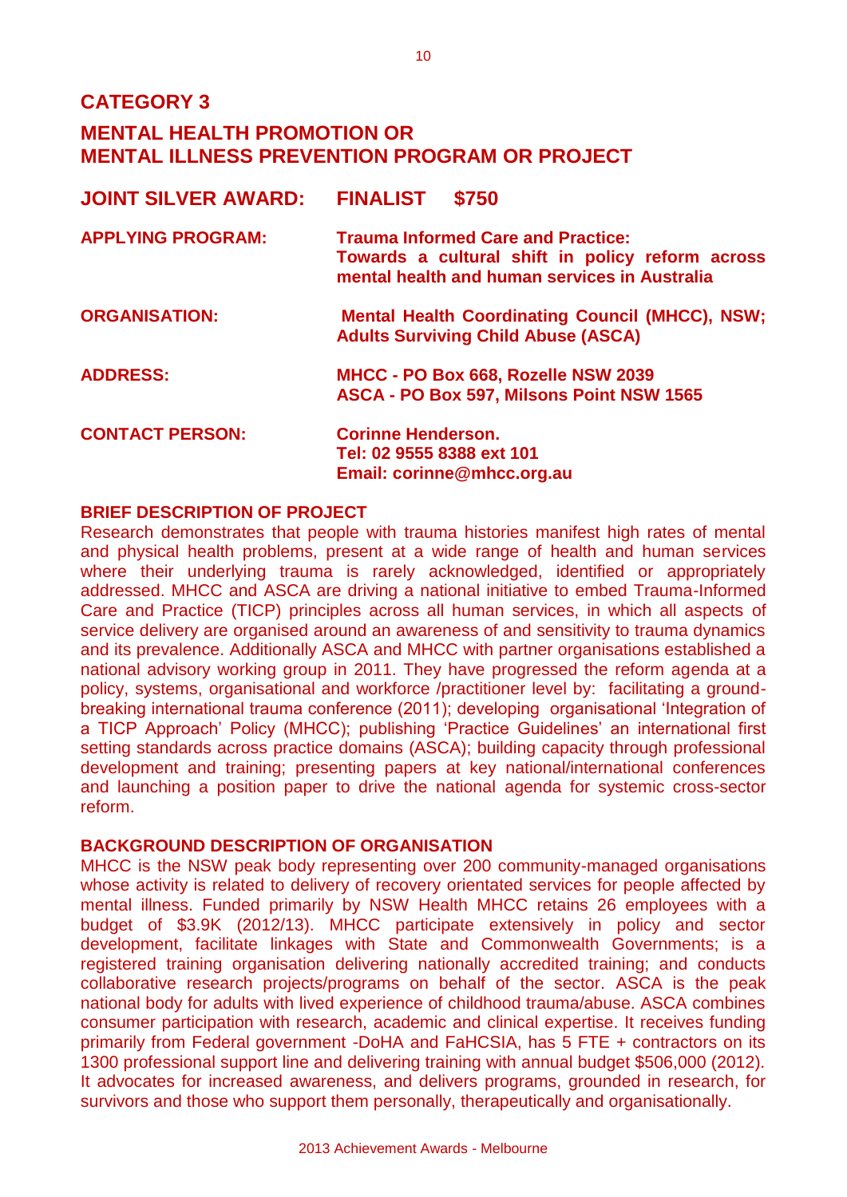## CATEGORY 3

## MENTAL HEALTH PROMOTION OR MENTAL ILLNESS PREVENTION PROGRAM OR PROJECT

### JOINT SILVER AWARD: FINALIST $750

**APPLYING PROGRAM:** **Trauma Informed Care and Practice: Towards a cultural shift in policy reform across mental health and human services in Australia**

**ORGANISATION:** **Mental Health Coordinating Council (MHCC), NSW; Adults Surviving Child Abuse (ASCA)**

**ADDRESS:** **MHCC - PO Box 668, Rozelle NSW 2039**
**ASCA - PO Box 597, Milsons Point NSW 1565**

**CONTACT PERSON:** **Corinne Henderson.**
**Tel: 02 9555 8388 ext 101**
**Email: corinne@mhcc.org.au**

**BRIEF DESCRIPTION OF PROJECT**

Research demonstrates that people with trauma histories manifest high rates of mental and physical health problems, present at a wide range of health and human services where their underlying trauma is rarely acknowledged, identified or appropriately addressed. MHCC and ASCA are driving a national initiative to embed Trauma-Informed Care and Practice (TICP) principles across all human services, in which all aspects of service delivery are organised around an awareness of and sensitivity to trauma dynamics and its prevalence. Additionally ASCA and MHCC with partner organisations established a national advisory working group in 2011. They have progressed the reform agenda at a policy, systems, organisational and workforce /practitioner level by: facilitating a ground-breaking international trauma conference (2011); developing organisational 'Integration of a TICP Approach' Policy (MHCC); publishing 'Practice Guidelines' an international first setting standards across practice domains (ASCA); building capacity through professional development and training; presenting papers at key national/international conferences and launching a position paper to drive the national agenda for systemic cross-sector reform.

**BACKGROUND DESCRIPTION OF ORGANISATION**

MHCC is the NSW peak body representing over 200 community-managed organisations whose activity is related to delivery of recovery orientated services for people affected by mental illness. Funded primarily by NSW Health MHCC retains 26 employees with a budget of $3.9K (2012/13). MHCC participate extensively in policy and sector development, facilitate linkages with State and Commonwealth Governments; is a registered training organisation delivering nationally accredited training; and conducts collaborative research projects/programs on behalf of the sector. ASCA is the peak national body for adults with lived experience of childhood trauma/abuse. ASCA combines consumer participation with research, academic and clinical expertise. It receives funding primarily from Federal government -DoHA and FaHCSIA, has 5 FTE + contractors on its 1300 professional support line and delivering training with annual budget $506,000 (2012). It advocates for increased awareness, and delivers programs, grounded in research, for survivors and those who support them personally, therapeutically and organisationally.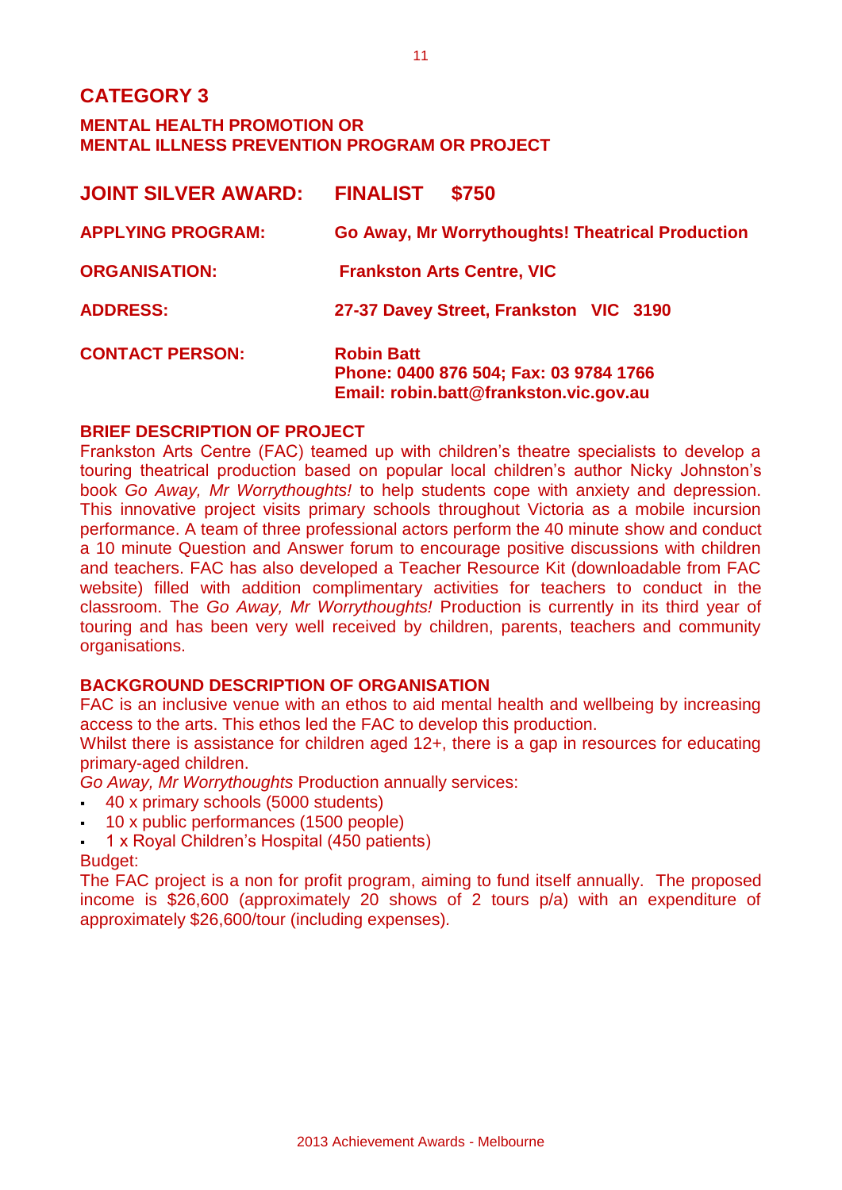## CATEGORY 3

### MENTAL HEALTH PROMOTION OR MENTAL ILLNESS PREVENTION PROGRAM OR PROJECT

**JOINT SILVER AWARD:** **FINALIST $750**

**APPLYING PROGRAM:** **Go Away, Mr Worrythoughts! Theatrical Production**

**ORGANISATION:** **Frankston Arts Centre, VIC**

**ADDRESS:** **27-37 Davey Street, Frankston VIC 3190**

**CONTACT PERSON:** **Robin Batt**
**Phone: 0400 876 504; Fax: 03 9784 1766**
**Email: robin.batt@frankston.vic.gov.au**

**BRIEF DESCRIPTION OF PROJECT**

Frankston Arts Centre (FAC) teamed up with children's theatre specialists to develop a touring theatrical production based on popular local children's author Nicky Johnston's book *Go Away, Mr Worrythoughts!* to help students cope with anxiety and depression. This innovative project visits primary schools throughout Victoria as a mobile incursion performance. A team of three professional actors perform the 40 minute show and conduct a 10 minute Question and Answer forum to encourage positive discussions with children and teachers. FAC has also developed a Teacher Resource Kit (downloadable from FAC website) filled with addition complimentary activities for teachers to conduct in the classroom. The *Go Away, Mr Worrythoughts!* Production is currently in its third year of touring and has been very well received by children, parents, teachers and community organisations.

**BACKGROUND DESCRIPTION OF ORGANISATION**

FAC is an inclusive venue with an ethos to aid mental health and wellbeing by increasing access to the arts. This ethos led the FAC to develop this production.

Whilst there is assistance for children aged 12+, there is a gap in resources for educating primary-aged children.

*Go Away, Mr Worrythoughts* Production annually services:

- 40 x primary schools (5000 students)
- 10 x public performances (1500 people)
- 1 x Royal Children's Hospital (450 patients)

Budget:

The FAC project is a non for profit program, aiming to fund itself annually. The proposed income is $26,600 (approximately 20 shows of 2 tours p/a) with an expenditure of approximately $26,600/tour (including expenses).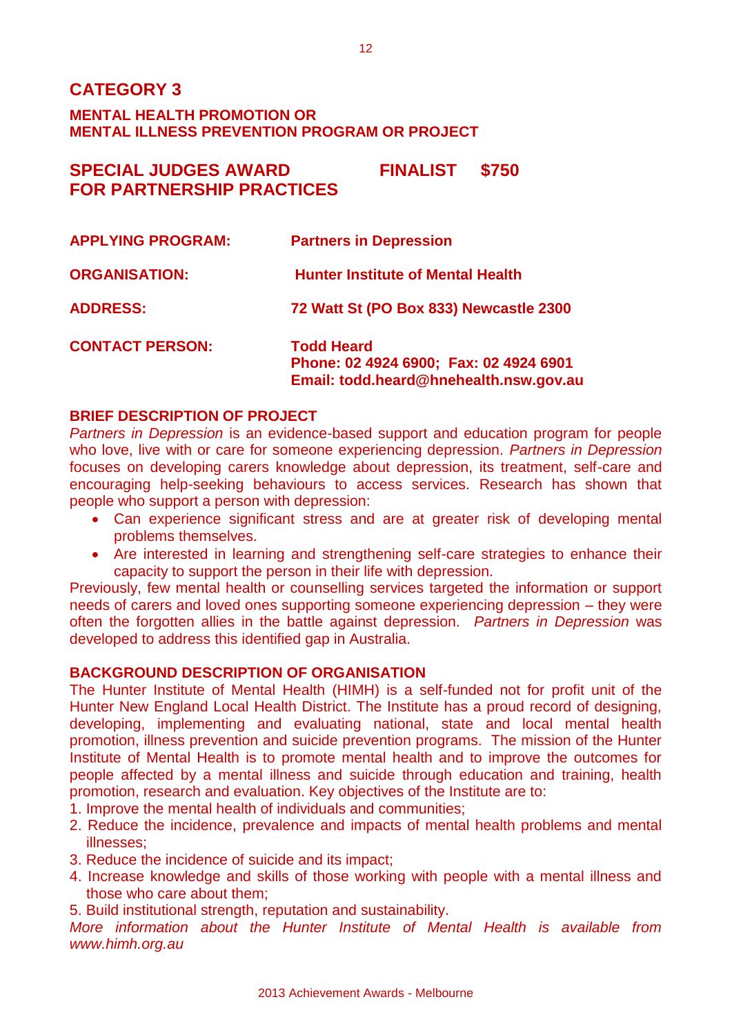# CATEGORY 3

### MENTAL HEALTH PROMOTION OR MENTAL ILLNESS PREVENTION PROGRAM OR PROJECT

## SPECIAL JUDGES AWARD FOR PARTNERSHIP PRACTICES — FINALIST $750

**APPLYING PROGRAM:** **Partners in Depression**

**ORGANISATION:** **Hunter Institute of Mental Health**

**ADDRESS:** **72 Watt St (PO Box 833) Newcastle 2300**

**CONTACT PERSON:** **Todd Heard**
**Phone: 02 4924 6900; Fax: 02 4924 6901**
**Email: todd.heard@hnehealth.nsw.gov.au**

### BRIEF DESCRIPTION OF PROJECT

*Partners in Depression* is an evidence-based support and education program for people who love, live with or care for someone experiencing depression. *Partners in Depression* focuses on developing carers knowledge about depression, its treatment, self-care and encouraging help-seeking behaviours to access services. Research has shown that people who support a person with depression:

- Can experience significant stress and are at greater risk of developing mental problems themselves.
- Are interested in learning and strengthening self-care strategies to enhance their capacity to support the person in their life with depression.

Previously, few mental health or counselling services targeted the information or support needs of carers and loved ones supporting someone experiencing depression – they were often the forgotten allies in the battle against depression. *Partners in Depression* was developed to address this identified gap in Australia.

### BACKGROUND DESCRIPTION OF ORGANISATION

The Hunter Institute of Mental Health (HIMH) is a self-funded not for profit unit of the Hunter New England Local Health District. The Institute has a proud record of designing, developing, implementing and evaluating national, state and local mental health promotion, illness prevention and suicide prevention programs. The mission of the Hunter Institute of Mental Health is to promote mental health and to improve the outcomes for people affected by a mental illness and suicide through education and training, health promotion, research and evaluation. Key objectives of the Institute are to:

1. Improve the mental health of individuals and communities;
2. Reduce the incidence, prevalence and impacts of mental health problems and mental illnesses;
3. Reduce the incidence of suicide and its impact;
4. Increase knowledge and skills of those working with people with a mental illness and those who care about them;
5. Build institutional strength, reputation and sustainability.

*More information about the Hunter Institute of Mental Health is available from www.himh.org.au*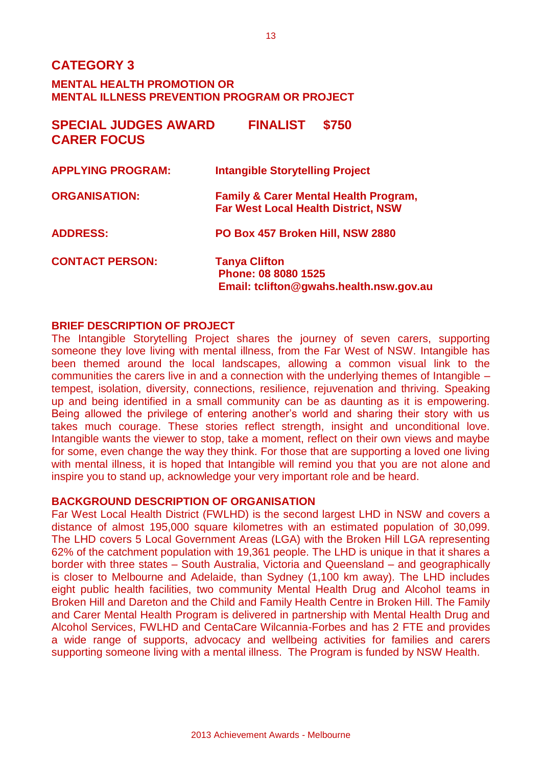## CATEGORY 3

### MENTAL HEALTH PROMOTION OR MENTAL ILLNESS PREVENTION PROGRAM OR PROJECT

### SPECIAL JUDGES AWARD FINALIST $750
### CARER FOCUS

**APPLYING PROGRAM:** **Intangible Storytelling Project**

**ORGANISATION:** **Family & Carer Mental Health Program, Far West Local Health District, NSW**

**ADDRESS:** **PO Box 457 Broken Hill, NSW 2880**

**CONTACT PERSON:** **Tanya Clifton**
**Phone: 08 8080 1525**
**Email: tclifton@gwahs.health.nsw.gov.au**

**BRIEF DESCRIPTION OF PROJECT**

The Intangible Storytelling Project shares the journey of seven carers, supporting someone they love living with mental illness, from the Far West of NSW. Intangible has been themed around the local landscapes, allowing a common visual link to the communities the carers live in and a connection with the underlying themes of Intangible – tempest, isolation, diversity, connections, resilience, rejuvenation and thriving. Speaking up and being identified in a small community can be as daunting as it is empowering. Being allowed the privilege of entering another's world and sharing their story with us takes much courage. These stories reflect strength, insight and unconditional love. Intangible wants the viewer to stop, take a moment, reflect on their own views and maybe for some, even change the way they think. For those that are supporting a loved one living with mental illness, it is hoped that Intangible will remind you that you are not alone and inspire you to stand up, acknowledge your very important role and be heard.

**BACKGROUND DESCRIPTION OF ORGANISATION**

Far West Local Health District (FWLHD) is the second largest LHD in NSW and covers a distance of almost 195,000 square kilometres with an estimated population of 30,099. The LHD covers 5 Local Government Areas (LGA) with the Broken Hill LGA representing 62% of the catchment population with 19,361 people. The LHD is unique in that it shares a border with three states – South Australia, Victoria and Queensland – and geographically is closer to Melbourne and Adelaide, than Sydney (1,100 km away). The LHD includes eight public health facilities, two community Mental Health Drug and Alcohol teams in Broken Hill and Dareton and the Child and Family Health Centre in Broken Hill. The Family and Carer Mental Health Program is delivered in partnership with Mental Health Drug and Alcohol Services, FWLHD and CentaCare Wilcannia-Forbes and has 2 FTE and provides a wide range of supports, advocacy and wellbeing activities for families and carers supporting someone living with a mental illness. The Program is funded by NSW Health.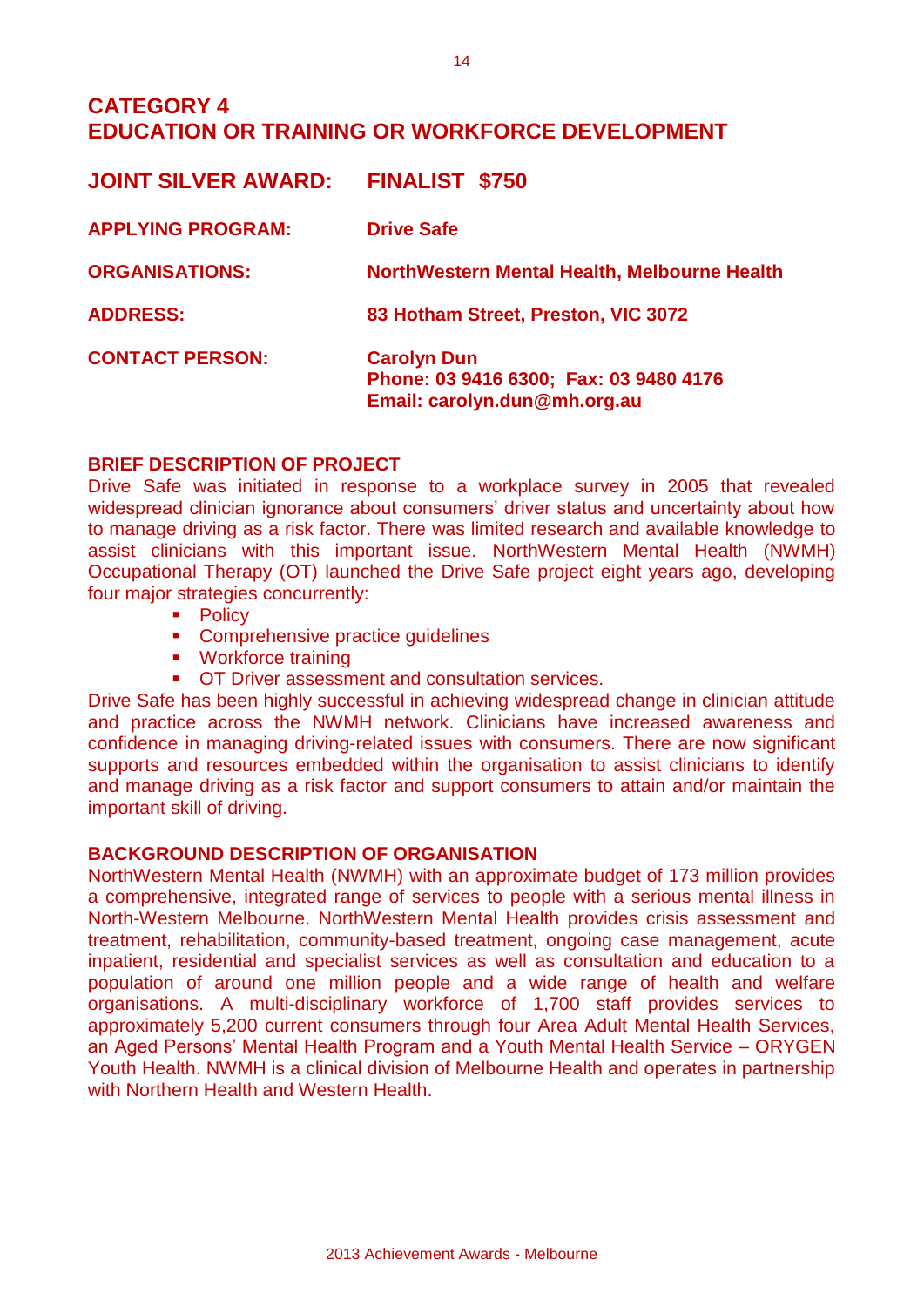## CATEGORY 4
## EDUCATION OR TRAINING OR WORKFORCE DEVELOPMENT

**JOINT SILVER AWARD:** **FINALIST $750**

**APPLYING PROGRAM:** **Drive Safe**

**ORGANISATIONS:** **NorthWestern Mental Health, Melbourne Health**

**ADDRESS:** **83 Hotham Street, Preston, VIC 3072**

**CONTACT PERSON:** **Carolyn Dun**
**Phone: 03 9416 6300; Fax: 03 9480 4176**
**Email: carolyn.dun@mh.org.au**

### BRIEF DESCRIPTION OF PROJECT

Drive Safe was initiated in response to a workplace survey in 2005 that revealed widespread clinician ignorance about consumers' driver status and uncertainty about how to manage driving as a risk factor. There was limited research and available knowledge to assist clinicians with this important issue. NorthWestern Mental Health (NWMH) Occupational Therapy (OT) launched the Drive Safe project eight years ago, developing four major strategies concurrently:

- Policy
- Comprehensive practice guidelines
- Workforce training
- OT Driver assessment and consultation services.

Drive Safe has been highly successful in achieving widespread change in clinician attitude and practice across the NWMH network. Clinicians have increased awareness and confidence in managing driving-related issues with consumers. There are now significant supports and resources embedded within the organisation to assist clinicians to identify and manage driving as a risk factor and support consumers to attain and/or maintain the important skill of driving.

### BACKGROUND DESCRIPTION OF ORGANISATION

NorthWestern Mental Health (NWMH) with an approximate budget of 173 million provides a comprehensive, integrated range of services to people with a serious mental illness in North-Western Melbourne. NorthWestern Mental Health provides crisis assessment and treatment, rehabilitation, community-based treatment, ongoing case management, acute inpatient, residential and specialist services as well as consultation and education to a population of around one million people and a wide range of health and welfare organisations. A multi-disciplinary workforce of 1,700 staff provides services to approximately 5,200 current consumers through four Area Adult Mental Health Services, an Aged Persons' Mental Health Program and a Youth Mental Health Service – ORYGEN Youth Health. NWMH is a clinical division of Melbourne Health and operates in partnership with Northern Health and Western Health.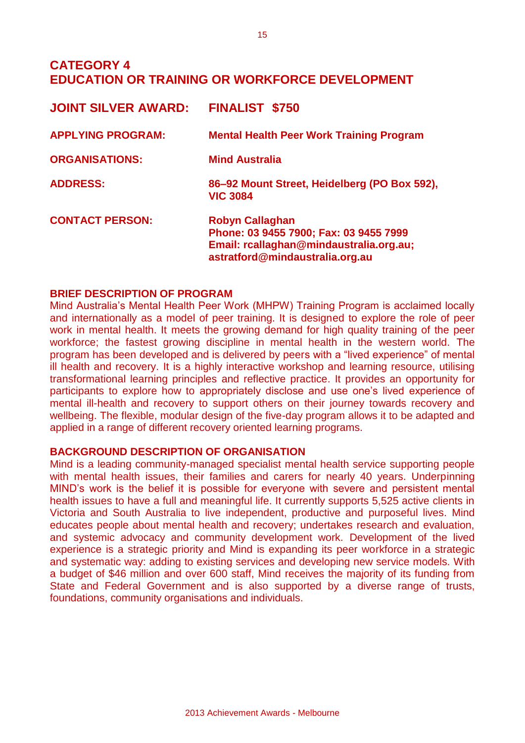# CATEGORY 4
# EDUCATION OR TRAINING OR WORKFORCE DEVELOPMENT

| | |
|---|---|
| **JOINT SILVER AWARD:** | **FINALIST $750** |
| **APPLYING PROGRAM:** | **Mental Health Peer Work Training Program** |
| **ORGANISATIONS:** | **Mind Australia** |
| **ADDRESS:** | **86–92 Mount Street, Heidelberg (PO Box 592), VIC 3084** |
| **CONTACT PERSON:** | **Robyn Callaghan**<br>**Phone: 03 9455 7900; Fax: 03 9455 7999**<br>**Email: rcallaghan@mindaustralia.org.au; astratford@mindaustralia.org.au** |

### BRIEF DESCRIPTION OF PROGRAM

Mind Australia's Mental Health Peer Work (MHPW) Training Program is acclaimed locally and internationally as a model of peer training. It is designed to explore the role of peer work in mental health. It meets the growing demand for high quality training of the peer workforce; the fastest growing discipline in mental health in the western world. The program has been developed and is delivered by peers with a "lived experience" of mental ill health and recovery. It is a highly interactive workshop and learning resource, utilising transformational learning principles and reflective practice. It provides an opportunity for participants to explore how to appropriately disclose and use one's lived experience of mental ill-health and recovery to support others on their journey towards recovery and wellbeing. The flexible, modular design of the five-day program allows it to be adapted and applied in a range of different recovery oriented learning programs.

### BACKGROUND DESCRIPTION OF ORGANISATION

Mind is a leading community-managed specialist mental health service supporting people with mental health issues, their families and carers for nearly 40 years. Underpinning MIND's work is the belief it is possible for everyone with severe and persistent mental health issues to have a full and meaningful life. It currently supports 5,525 active clients in Victoria and South Australia to live independent, productive and purposeful lives. Mind educates people about mental health and recovery; undertakes research and evaluation, and systemic advocacy and community development work. Development of the lived experience is a strategic priority and Mind is expanding its peer workforce in a strategic and systematic way: adding to existing services and developing new service models. With a budget of $46 million and over 600 staff, Mind receives the majority of its funding from State and Federal Government and is also supported by a diverse range of trusts, foundations, community organisations and individuals.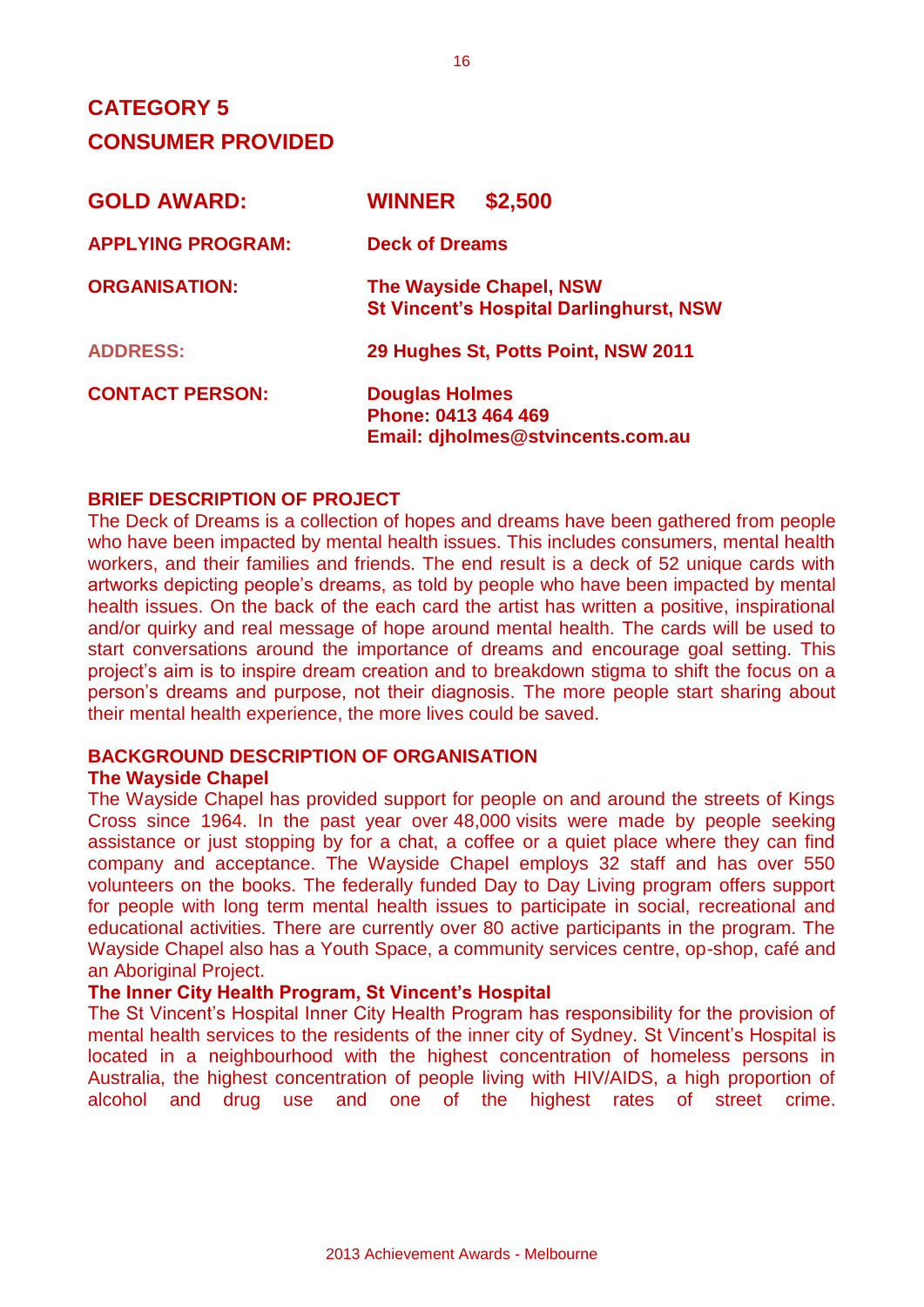# CATEGORY 5
# CONSUMER PROVIDED

| | |
|---|---|
| **GOLD AWARD:** | **WINNER $2,500** |
| **APPLYING PROGRAM:** | **Deck of Dreams** |
| **ORGANISATION:** | **The Wayside Chapel, NSW**<br>**St Vincent's Hospital Darlinghurst, NSW** |
| **ADDRESS:** | **29 Hughes St, Potts Point, NSW 2011** |
| **CONTACT PERSON:** | **Douglas Holmes**<br>**Phone: 0413 464 469**<br>**Email: djholmes@stvincents.com.au** |

## BRIEF DESCRIPTION OF PROJECT

The Deck of Dreams is a collection of hopes and dreams have been gathered from people who have been impacted by mental health issues. This includes consumers, mental health workers, and their families and friends. The end result is a deck of 52 unique cards with artworks depicting people's dreams, as told by people who have been impacted by mental health issues. On the back of the each card the artist has written a positive, inspirational and/or quirky and real message of hope around mental health. The cards will be used to start conversations around the importance of dreams and encourage goal setting. This project's aim is to inspire dream creation and to breakdown stigma to shift the focus on a person's dreams and purpose, not their diagnosis. The more people start sharing about their mental health experience, the more lives could be saved.

## BACKGROUND DESCRIPTION OF ORGANISATION

### The Wayside Chapel

The Wayside Chapel has provided support for people on and around the streets of Kings Cross since 1964. In the past year over 48,000 visits were made by people seeking assistance or just stopping by for a chat, a coffee or a quiet place where they can find company and acceptance. The Wayside Chapel employs 32 staff and has over 550 volunteers on the books. The federally funded Day to Day Living program offers support for people with long term mental health issues to participate in social, recreational and educational activities. There are currently over 80 active participants in the program. The Wayside Chapel also has a Youth Space, a community services centre, op-shop, café and an Aboriginal Project.

### The Inner City Health Program, St Vincent's Hospital

The St Vincent's Hospital Inner City Health Program has responsibility for the provision of mental health services to the residents of the inner city of Sydney. St Vincent's Hospital is located in a neighbourhood with the highest concentration of homeless persons in Australia, the highest concentration of people living with HIV/AIDS, a high proportion of alcohol and drug use and one of the highest rates of street crime.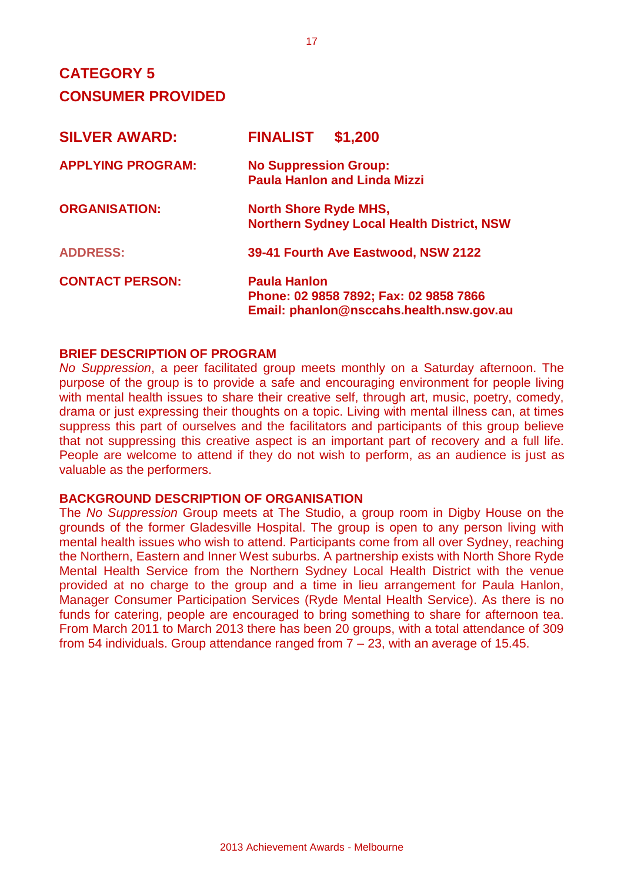## CATEGORY 5
## CONSUMER PROVIDED

**SILVER AWARD:** **FINALIST $1,200**

**APPLYING PROGRAM:** **No Suppression Group: Paula Hanlon and Linda Mizzi**

**ORGANISATION:** **North Shore Ryde MHS, Northern Sydney Local Health District, NSW**

**ADDRESS:** **39-41 Fourth Ave Eastwood, NSW 2122**

**CONTACT PERSON:** **Paula Hanlon**
**Phone: 02 9858 7892; Fax: 02 9858 7866**
**Email: phanlon@nsccahs.health.nsw.gov.au**

**BRIEF DESCRIPTION OF PROGRAM**

*No Suppression*, a peer facilitated group meets monthly on a Saturday afternoon. The purpose of the group is to provide a safe and encouraging environment for people living with mental health issues to share their creative self, through art, music, poetry, comedy, drama or just expressing their thoughts on a topic. Living with mental illness can, at times suppress this part of ourselves and the facilitators and participants of this group believe that not suppressing this creative aspect is an important part of recovery and a full life. People are welcome to attend if they do not wish to perform, as an audience is just as valuable as the performers.

**BACKGROUND DESCRIPTION OF ORGANISATION**

The *No Suppression* Group meets at The Studio, a group room in Digby House on the grounds of the former Gladesville Hospital. The group is open to any person living with mental health issues who wish to attend. Participants come from all over Sydney, reaching the Northern, Eastern and Inner West suburbs. A partnership exists with North Shore Ryde Mental Health Service from the Northern Sydney Local Health District with the venue provided at no charge to the group and a time in lieu arrangement for Paula Hanlon, Manager Consumer Participation Services (Ryde Mental Health Service). As there is no funds for catering, people are encouraged to bring something to share for afternoon tea. From March 2011 to March 2013 there has been 20 groups, with a total attendance of 309 from 54 individuals. Group attendance ranged from 7 – 23, with an average of 15.45.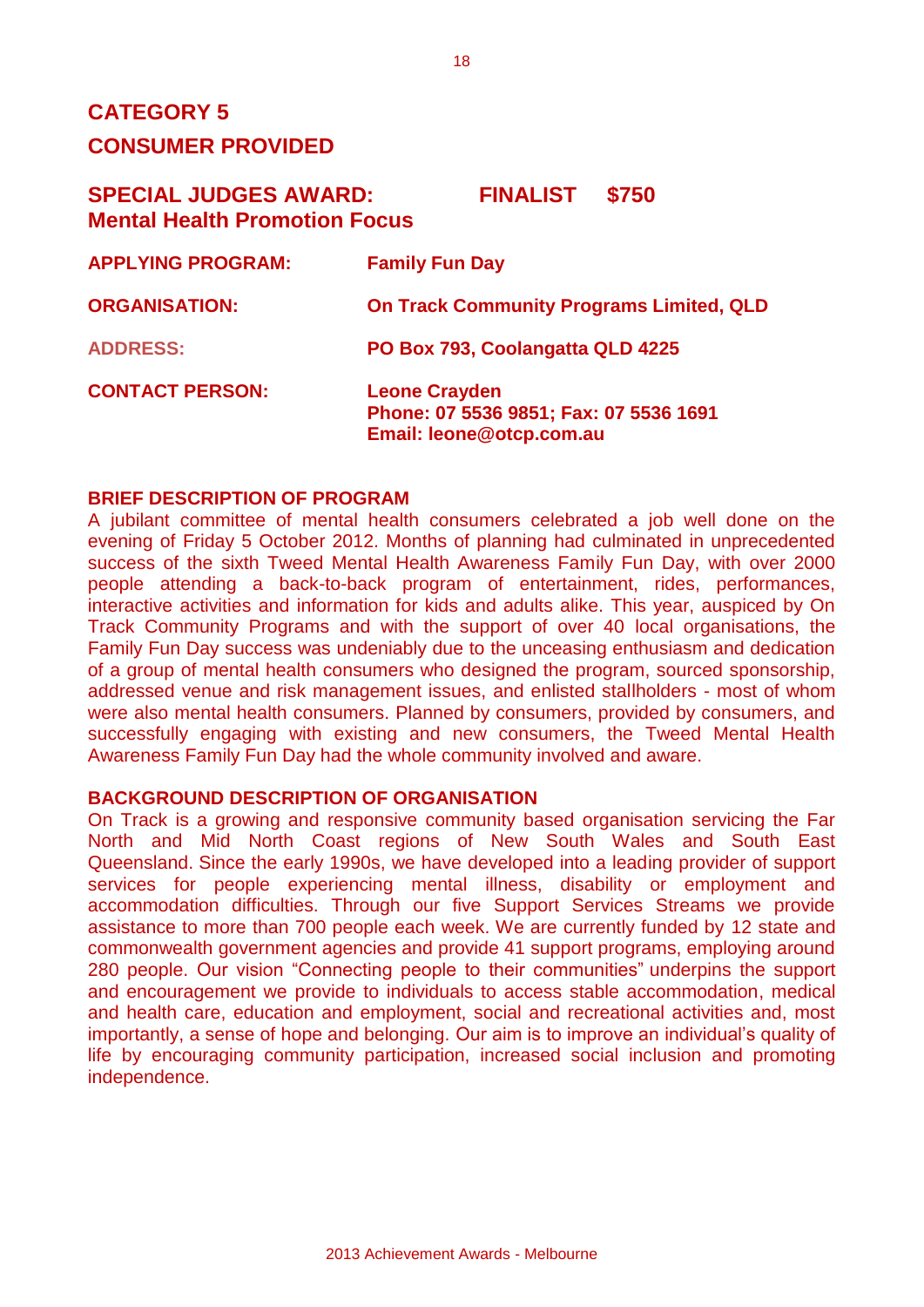# CATEGORY 5

# CONSUMER PROVIDED

## SPECIAL JUDGES AWARD: FINALIST $750
## Mental Health Promotion Focus

**APPLYING PROGRAM:** **Family Fun Day**

**ORGANISATION:** **On Track Community Programs Limited, QLD**

**ADDRESS:** **PO Box 793, Coolangatta QLD 4225**

**CONTACT PERSON:** **Leone Crayden**
**Phone: 07 5536 9851; Fax: 07 5536 1691**
**Email: leone@otcp.com.au**

### BRIEF DESCRIPTION OF PROGRAM

A jubilant committee of mental health consumers celebrated a job well done on the evening of Friday 5 October 2012. Months of planning had culminated in unprecedented success of the sixth Tweed Mental Health Awareness Family Fun Day, with over 2000 people attending a back-to-back program of entertainment, rides, performances, interactive activities and information for kids and adults alike. This year, auspiced by On Track Community Programs and with the support of over 40 local organisations, the Family Fun Day success was undeniably due to the unceasing enthusiasm and dedication of a group of mental health consumers who designed the program, sourced sponsorship, addressed venue and risk management issues, and enlisted stallholders - most of whom were also mental health consumers. Planned by consumers, provided by consumers, and successfully engaging with existing and new consumers, the Tweed Mental Health Awareness Family Fun Day had the whole community involved and aware.

### BACKGROUND DESCRIPTION OF ORGANISATION

On Track is a growing and responsive community based organisation servicing the Far North and Mid North Coast regions of New South Wales and South East Queensland. Since the early 1990s, we have developed into a leading provider of support services for people experiencing mental illness, disability or employment and accommodation difficulties. Through our five Support Services Streams we provide assistance to more than 700 people each week. We are currently funded by 12 state and commonwealth government agencies and provide 41 support programs, employing around 280 people. Our vision "Connecting people to their communities" underpins the support and encouragement we provide to individuals to access stable accommodation, medical and health care, education and employment, social and recreational activities and, most importantly, a sense of hope and belonging. Our aim is to improve an individual's quality of life by encouraging community participation, increased social inclusion and promoting independence.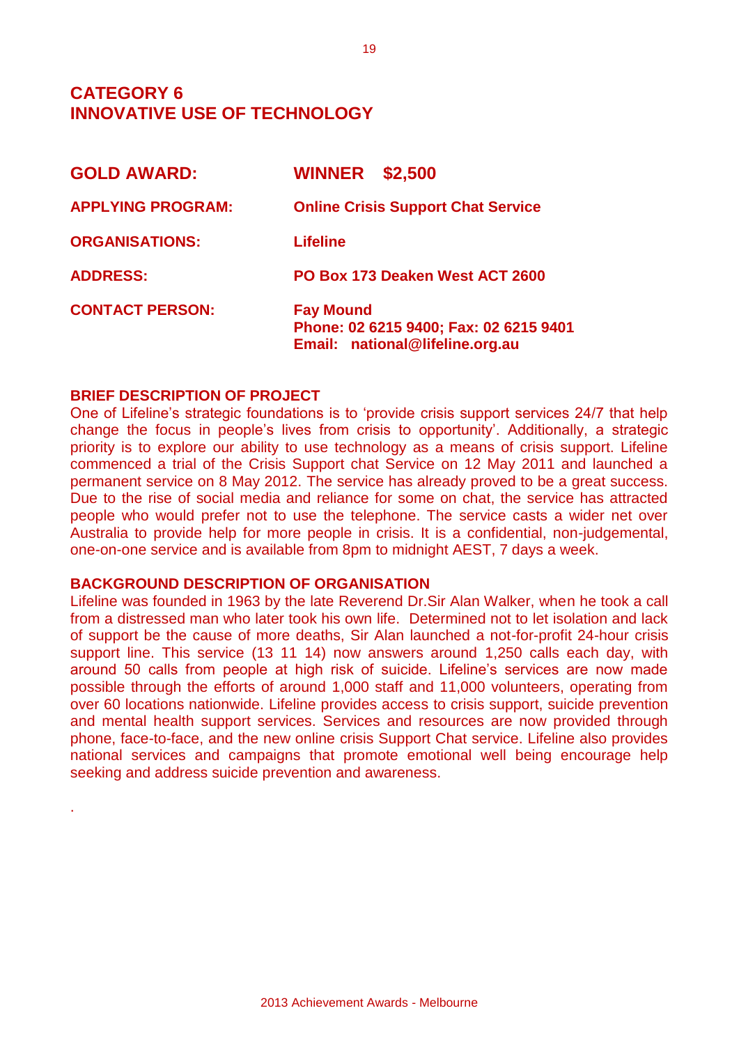# CATEGORY 6
# INNOVATIVE USE OF TECHNOLOGY

| | |
|---|---|
| **GOLD AWARD:** | **WINNER $2,500** |
| **APPLYING PROGRAM:** | **Online Crisis Support Chat Service** |
| **ORGANISATIONS:** | **Lifeline** |
| **ADDRESS:** | **PO Box 173 Deaken West ACT 2600** |
| **CONTACT PERSON:** | **Fay Mound**<br>**Phone: 02 6215 9400; Fax: 02 6215 9401**<br>**Email: national@lifeline.org.au** |

**BRIEF DESCRIPTION OF PROJECT**

One of Lifeline's strategic foundations is to 'provide crisis support services 24/7 that help change the focus in people's lives from crisis to opportunity'. Additionally, a strategic priority is to explore our ability to use technology as a means of crisis support. Lifeline commenced a trial of the Crisis Support chat Service on 12 May 2011 and launched a permanent service on 8 May 2012. The service has already proved to be a great success. Due to the rise of social media and reliance for some on chat, the service has attracted people who would prefer not to use the telephone. The service casts a wider net over Australia to provide help for more people in crisis. It is a confidential, non-judgemental, one-on-one service and is available from 8pm to midnight AEST, 7 days a week.

**BACKGROUND DESCRIPTION OF ORGANISATION**

Lifeline was founded in 1963 by the late Reverend Dr.Sir Alan Walker, when he took a call from a distressed man who later took his own life. Determined not to let isolation and lack of support be the cause of more deaths, Sir Alan launched a not-for-profit 24-hour crisis support line. This service (13 11 14) now answers around 1,250 calls each day, with around 50 calls from people at high risk of suicide. Lifeline's services are now made possible through the efforts of around 1,000 staff and 11,000 volunteers, operating from over 60 locations nationwide. Lifeline provides access to crisis support, suicide prevention and mental health support services. Services and resources are now provided through phone, face-to-face, and the new online crisis Support Chat service. Lifeline also provides national services and campaigns that promote emotional well being encourage help seeking and address suicide prevention and awareness.

.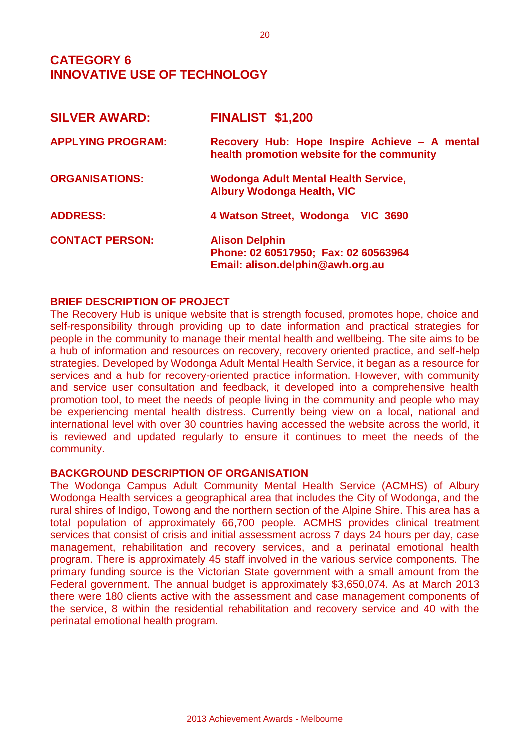# CATEGORY 6
# INNOVATIVE USE OF TECHNOLOGY

| | |
|---|---|
| **SILVER AWARD:** | **FINALIST $1,200** |
| **APPLYING PROGRAM:** | **Recovery Hub: Hope Inspire Achieve – A mental health promotion website for the community** |
| **ORGANISATIONS:** | **Wodonga Adult Mental Health Service, Albury Wodonga Health, VIC** |
| **ADDRESS:** | **4 Watson Street, Wodonga VIC 3690** |
| **CONTACT PERSON:** | **Alison Delphin**<br>**Phone: 02 60517950; Fax: 02 60563964**<br>**Email: alison.delphin@awh.org.au** |

## BRIEF DESCRIPTION OF PROJECT

The Recovery Hub is unique website that is strength focused, promotes hope, choice and self-responsibility through providing up to date information and practical strategies for people in the community to manage their mental health and wellbeing. The site aims to be a hub of information and resources on recovery, recovery oriented practice, and self-help strategies. Developed by Wodonga Adult Mental Health Service, it began as a resource for services and a hub for recovery-oriented practice information. However, with community and service user consultation and feedback, it developed into a comprehensive health promotion tool, to meet the needs of people living in the community and people who may be experiencing mental health distress. Currently being view on a local, national and international level with over 30 countries having accessed the website across the world, it is reviewed and updated regularly to ensure it continues to meet the needs of the community.

## BACKGROUND DESCRIPTION OF ORGANISATION

The Wodonga Campus Adult Community Mental Health Service (ACMHS) of Albury Wodonga Health services a geographical area that includes the City of Wodonga, and the rural shires of Indigo, Towong and the northern section of the Alpine Shire. This area has a total population of approximately 66,700 people. ACMHS provides clinical treatment services that consist of crisis and initial assessment across 7 days 24 hours per day, case management, rehabilitation and recovery services, and a perinatal emotional health program. There is approximately 45 staff involved in the various service components. The primary funding source is the Victorian State government with a small amount from the Federal government. The annual budget is approximately $3,650,074. As at March 2013 there were 180 clients active with the assessment and case management components of the service, 8 within the residential rehabilitation and recovery service and 40 with the perinatal emotional health program.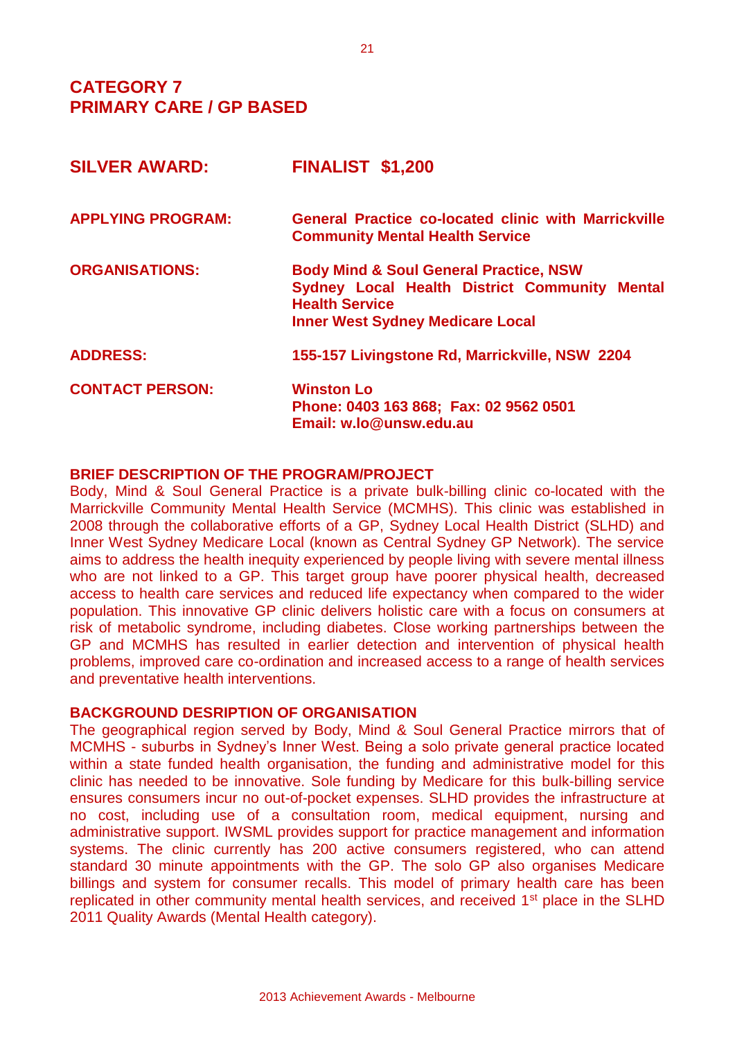# CATEGORY 7
# PRIMARY CARE / GP BASED

| | |
|---|---|
| **SILVER AWARD:** | **FINALIST $1,200** |
| **APPLYING PROGRAM:** | **General Practice co-located clinic with Marrickville Community Mental Health Service** |
| **ORGANISATIONS:** | **Body Mind & Soul General Practice, NSW**<br>**Sydney Local Health District Community Mental Health Service**<br>**Inner West Sydney Medicare Local** |
| **ADDRESS:** | **155-157 Livingstone Rd, Marrickville, NSW 2204** |
| **CONTACT PERSON:** | **Winston Lo**<br>**Phone: 0403 163 868; Fax: 02 9562 0501**<br>**Email: w.lo@unsw.edu.au** |

### BRIEF DESCRIPTION OF THE PROGRAM/PROJECT

Body, Mind & Soul General Practice is a private bulk-billing clinic co-located with the Marrickville Community Mental Health Service (MCMHS). This clinic was established in 2008 through the collaborative efforts of a GP, Sydney Local Health District (SLHD) and Inner West Sydney Medicare Local (known as Central Sydney GP Network). The service aims to address the health inequity experienced by people living with severe mental illness who are not linked to a GP. This target group have poorer physical health, decreased access to health care services and reduced life expectancy when compared to the wider population. This innovative GP clinic delivers holistic care with a focus on consumers at risk of metabolic syndrome, including diabetes. Close working partnerships between the GP and MCMHS has resulted in earlier detection and intervention of physical health problems, improved care co-ordination and increased access to a range of health services and preventative health interventions.

### BACKGROUND DESRIPTION OF ORGANISATION

The geographical region served by Body, Mind & Soul General Practice mirrors that of MCMHS - suburbs in Sydney's Inner West. Being a solo private general practice located within a state funded health organisation, the funding and administrative model for this clinic has needed to be innovative. Sole funding by Medicare for this bulk-billing service ensures consumers incur no out-of-pocket expenses. SLHD provides the infrastructure at no cost, including use of a consultation room, medical equipment, nursing and administrative support. IWSML provides support for practice management and information systems. The clinic currently has 200 active consumers registered, who can attend standard 30 minute appointments with the GP. The solo GP also organises Medicare billings and system for consumer recalls. This model of primary health care has been replicated in other community mental health services, and received 1st place in the SLHD 2011 Quality Awards (Mental Health category).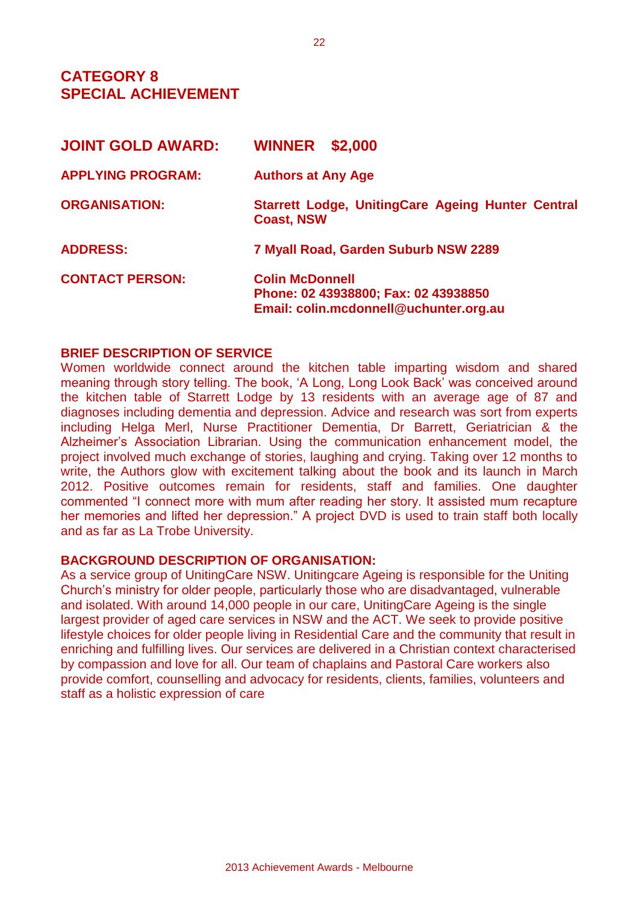# CATEGORY 8
# SPECIAL ACHIEVEMENT

| | |
|---|---|
| **JOINT GOLD AWARD:** | **WINNER $2,000** |
| **APPLYING PROGRAM:** | **Authors at Any Age** |
| **ORGANISATION:** | **Starrett Lodge, UnitingCare Ageing Hunter Central Coast, NSW** |
| **ADDRESS:** | **7 Myall Road, Garden Suburb NSW 2289** |
| **CONTACT PERSON:** | **Colin McDonnell**<br>**Phone: 02 43938800; Fax: 02 43938850**<br>**Email: colin.mcdonnell@uchunter.org.au** |

**BRIEF DESCRIPTION OF SERVICE**

Women worldwide connect around the kitchen table imparting wisdom and shared meaning through story telling. The book, 'A Long, Long Look Back' was conceived around the kitchen table of Starrett Lodge by 13 residents with an average age of 87 and diagnoses including dementia and depression. Advice and research was sort from experts including Helga Merl, Nurse Practitioner Dementia, Dr Barrett, Geriatrician & the Alzheimer's Association Librarian. Using the communication enhancement model, the project involved much exchange of stories, laughing and crying. Taking over 12 months to write, the Authors glow with excitement talking about the book and its launch in March 2012. Positive outcomes remain for residents, staff and families. One daughter commented "I connect more with mum after reading her story. It assisted mum recapture her memories and lifted her depression." A project DVD is used to train staff both locally and as far as La Trobe University.

**BACKGROUND DESCRIPTION OF ORGANISATION:**

As a service group of UnitingCare NSW. Unitingcare Ageing is responsible for the Uniting Church's ministry for older people, particularly those who are disadvantaged, vulnerable and isolated. With around 14,000 people in our care, UnitingCare Ageing is the single largest provider of aged care services in NSW and the ACT. We seek to provide positive lifestyle choices for older people living in Residential Care and the community that result in enriching and fulfilling lives. Our services are delivered in a Christian context characterised by compassion and love for all. Our team of chaplains and Pastoral Care workers also provide comfort, counselling and advocacy for residents, clients, families, volunteers and staff as a holistic expression of care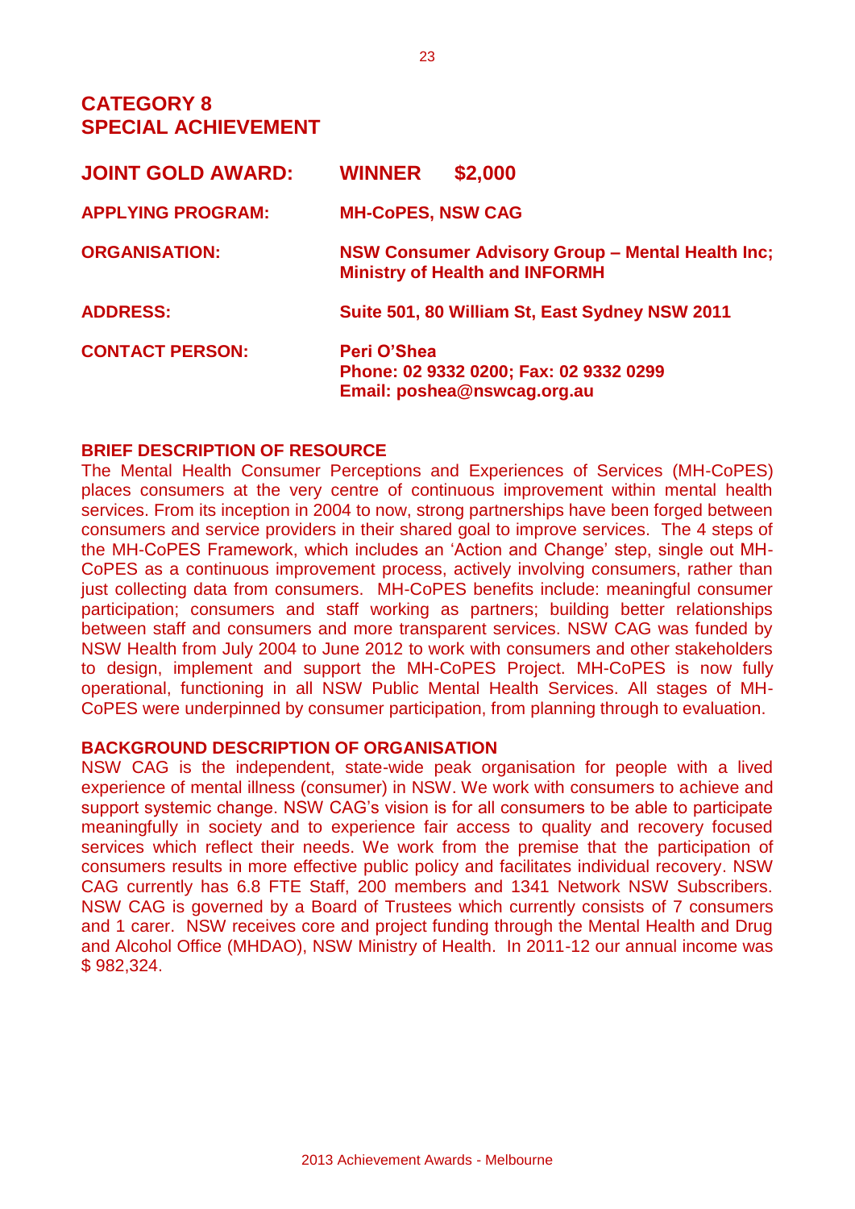# CATEGORY 8
# SPECIAL ACHIEVEMENT

| | |
|---|---|
| **JOINT GOLD AWARD:** | **WINNER $2,000** |
| **APPLYING PROGRAM:** | **MH-CoPES, NSW CAG** |
| **ORGANISATION:** | **NSW Consumer Advisory Group – Mental Health Inc; Ministry of Health and INFORMH** |
| **ADDRESS:** | **Suite 501, 80 William St, East Sydney NSW 2011** |
| **CONTACT PERSON:** | **Peri O'Shea**<br>**Phone: 02 9332 0200; Fax: 02 9332 0299**<br>**Email: poshea@nswcag.org.au** |

## BRIEF DESCRIPTION OF RESOURCE

The Mental Health Consumer Perceptions and Experiences of Services (MH-CoPES) places consumers at the very centre of continuous improvement within mental health services. From its inception in 2004 to now, strong partnerships have been forged between consumers and service providers in their shared goal to improve services. The 4 steps of the MH-CoPES Framework, which includes an 'Action and Change' step, single out MH-CoPES as a continuous improvement process, actively involving consumers, rather than just collecting data from consumers. MH-CoPES benefits include: meaningful consumer participation; consumers and staff working as partners; building better relationships between staff and consumers and more transparent services. NSW CAG was funded by NSW Health from July 2004 to June 2012 to work with consumers and other stakeholders to design, implement and support the MH-CoPES Project. MH-CoPES is now fully operational, functioning in all NSW Public Mental Health Services. All stages of MH-CoPES were underpinned by consumer participation, from planning through to evaluation.

## BACKGROUND DESCRIPTION OF ORGANISATION

NSW CAG is the independent, state-wide peak organisation for people with a lived experience of mental illness (consumer) in NSW. We work with consumers to achieve and support systemic change. NSW CAG's vision is for all consumers to be able to participate meaningfully in society and to experience fair access to quality and recovery focused services which reflect their needs. We work from the premise that the participation of consumers results in more effective public policy and facilitates individual recovery. NSW CAG currently has 6.8 FTE Staff, 200 members and 1341 Network NSW Subscribers. NSW CAG is governed by a Board of Trustees which currently consists of 7 consumers and 1 carer. NSW receives core and project funding through the Mental Health and Drug and Alcohol Office (MHDAO), NSW Ministry of Health. In 2011-12 our annual income was $ 982,324.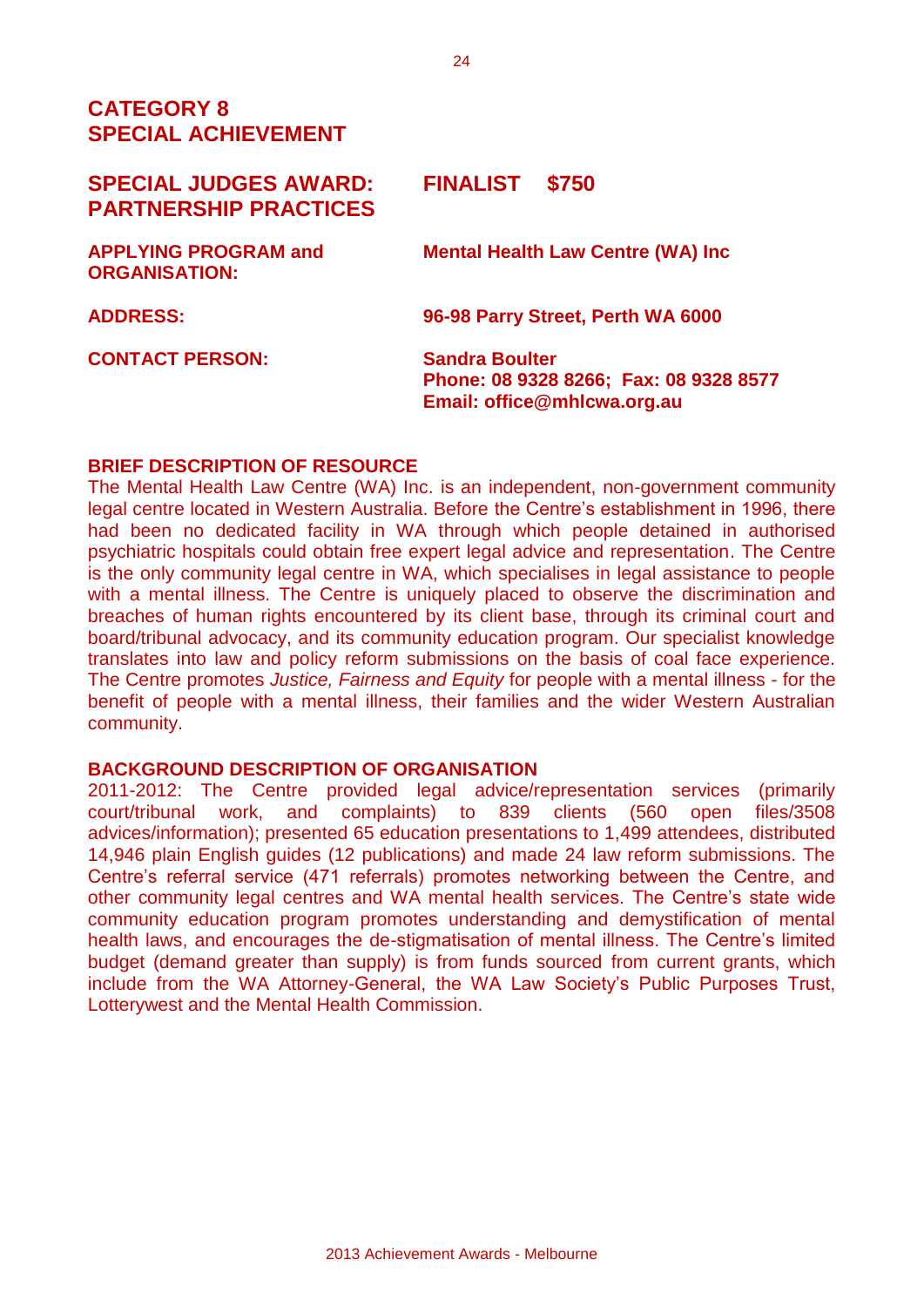# CATEGORY 8
# SPECIAL ACHIEVEMENT

## SPECIAL JUDGES AWARD: PARTNERSHIP PRACTICES — FINALIST $750

**APPLYING PROGRAM and ORGANISATION:** **Mental Health Law Centre (WA) Inc**

**ADDRESS:** **96-98 Parry Street, Perth WA 6000**

**CONTACT PERSON:** **Sandra Boulter**
**Phone: 08 9328 8266; Fax: 08 9328 8577**
**Email: office@mhlcwa.org.au**

### BRIEF DESCRIPTION OF RESOURCE

The Mental Health Law Centre (WA) Inc. is an independent, non-government community legal centre located in Western Australia. Before the Centre's establishment in 1996, there had been no dedicated facility in WA through which people detained in authorised psychiatric hospitals could obtain free expert legal advice and representation. The Centre is the only community legal centre in WA, which specialises in legal assistance to people with a mental illness. The Centre is uniquely placed to observe the discrimination and breaches of human rights encountered by its client base, through its criminal court and board/tribunal advocacy, and its community education program. Our specialist knowledge translates into law and policy reform submissions on the basis of coal face experience. The Centre promotes *Justice, Fairness and Equity* for people with a mental illness - for the benefit of people with a mental illness, their families and the wider Western Australian community.

### BACKGROUND DESCRIPTION OF ORGANISATION

2011-2012: The Centre provided legal advice/representation services (primarily court/tribunal work, and complaints) to 839 clients (560 open files/3508 advices/information); presented 65 education presentations to 1,499 attendees, distributed 14,946 plain English guides (12 publications) and made 24 law reform submissions. The Centre's referral service (471 referrals) promotes networking between the Centre, and other community legal centres and WA mental health services. The Centre's state wide community education program promotes understanding and demystification of mental health laws, and encourages the de-stigmatisation of mental illness. The Centre's limited budget (demand greater than supply) is from funds sourced from current grants, which include from the WA Attorney-General, the WA Law Society's Public Purposes Trust, Lotterywest and the Mental Health Commission.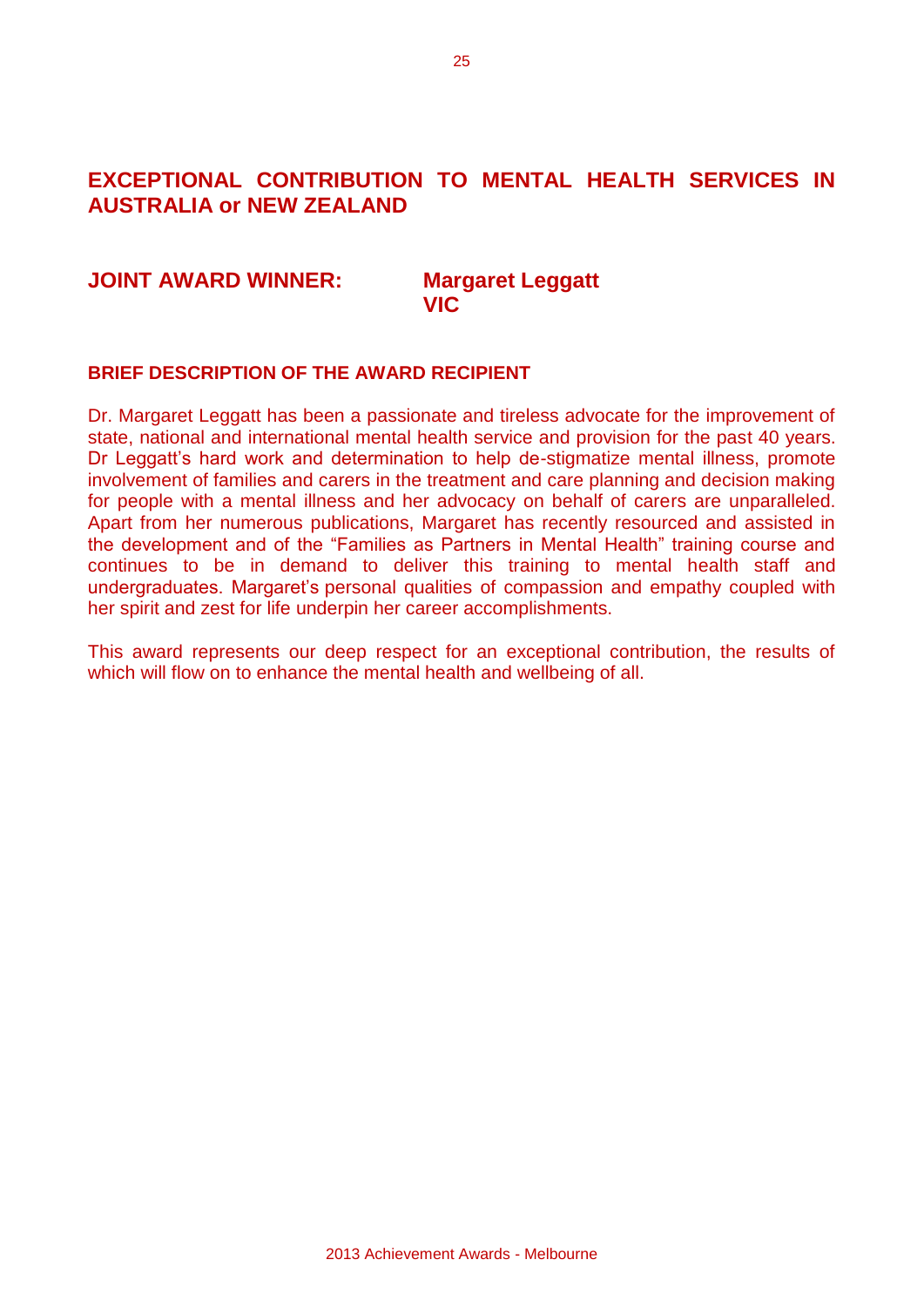## EXCEPTIONAL CONTRIBUTION TO MENTAL HEALTH SERVICES IN AUSTRALIA or NEW ZEALAND

**JOINT AWARD WINNER:** **Margaret Leggatt**
**VIC**

### BRIEF DESCRIPTION OF THE AWARD RECIPIENT

Dr. Margaret Leggatt has been a passionate and tireless advocate for the improvement of state, national and international mental health service and provision for the past 40 years. Dr Leggatt's hard work and determination to help de-stigmatize mental illness, promote involvement of families and carers in the treatment and care planning and decision making for people with a mental illness and her advocacy on behalf of carers are unparalleled. Apart from her numerous publications, Margaret has recently resourced and assisted in the development and of the "Families as Partners in Mental Health" training course and continues to be in demand to deliver this training to mental health staff and undergraduates. Margaret's personal qualities of compassion and empathy coupled with her spirit and zest for life underpin her career accomplishments.

This award represents our deep respect for an exceptional contribution, the results of which will flow on to enhance the mental health and wellbeing of all.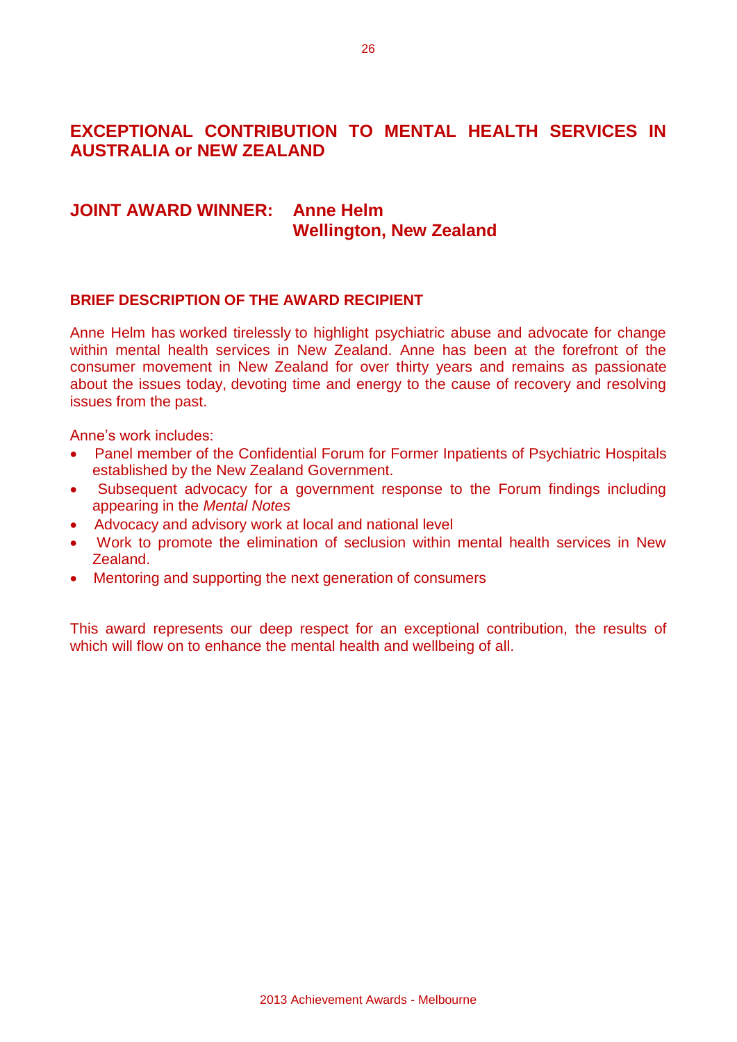## EXCEPTIONAL CONTRIBUTION TO MENTAL HEALTH SERVICES IN AUSTRALIA or NEW ZEALAND

### JOINT AWARD WINNER: Anne Helm
### Wellington, New Zealand

#### BRIEF DESCRIPTION OF THE AWARD RECIPIENT

Anne Helm has worked tirelessly to highlight psychiatric abuse and advocate for change within mental health services in New Zealand. Anne has been at the forefront of the consumer movement in New Zealand for over thirty years and remains as passionate about the issues today, devoting time and energy to the cause of recovery and resolving issues from the past.

Anne's work includes:

- Panel member of the Confidential Forum for Former Inpatients of Psychiatric Hospitals established by the New Zealand Government.
- Subsequent advocacy for a government response to the Forum findings including appearing in the *Mental Notes*
- Advocacy and advisory work at local and national level
- Work to promote the elimination of seclusion within mental health services in New Zealand.
- Mentoring and supporting the next generation of consumers

This award represents our deep respect for an exceptional contribution, the results of which will flow on to enhance the mental health and wellbeing of all.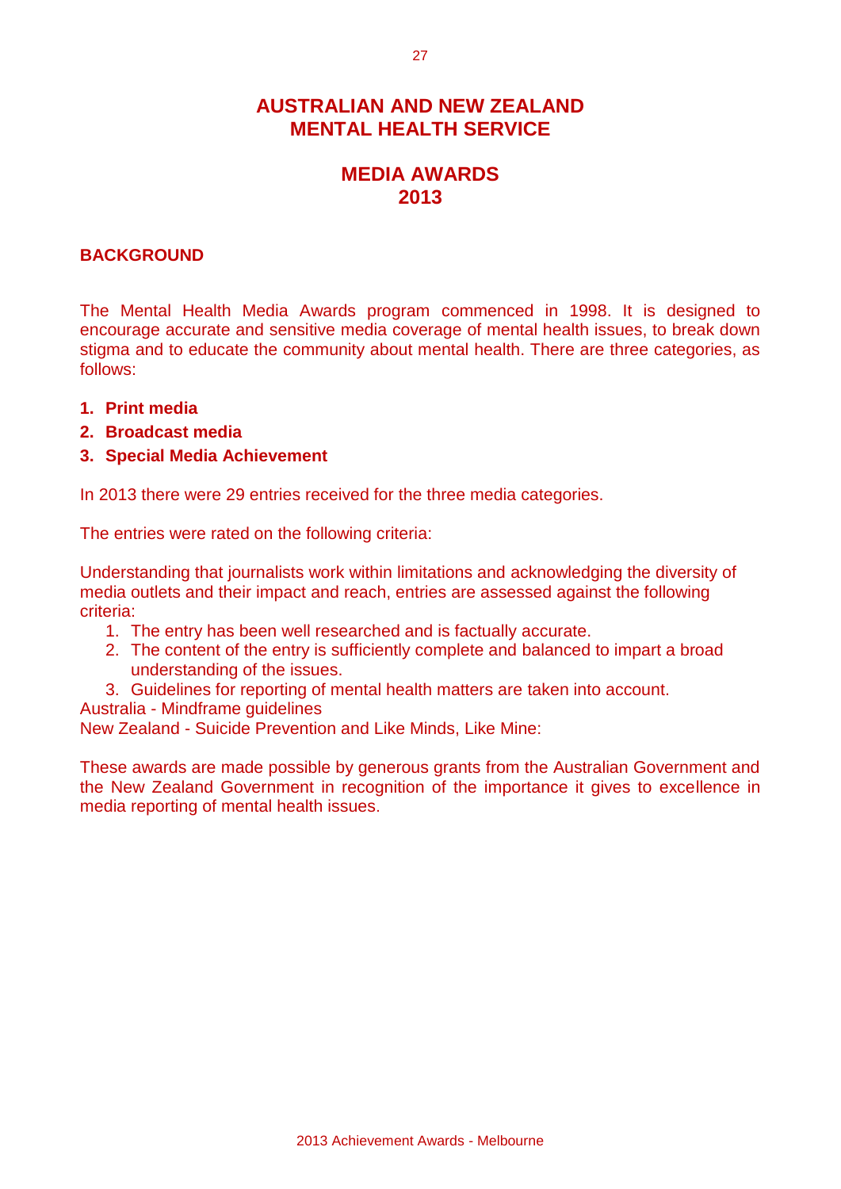# AUSTRALIAN AND NEW ZEALAND MENTAL HEALTH SERVICE

# MEDIA AWARDS 2013

## BACKGROUND

The Mental Health Media Awards program commenced in 1998. It is designed to encourage accurate and sensitive media coverage of mental health issues, to break down stigma and to educate the community about mental health. There are three categories, as follows:

1. **Print media**
2. **Broadcast media**
3. **Special Media Achievement**

In 2013 there were 29 entries received for the three media categories.

The entries were rated on the following criteria:

Understanding that journalists work within limitations and acknowledging the diversity of media outlets and their impact and reach, entries are assessed against the following criteria:

1. The entry has been well researched and is factually accurate.
2. The content of the entry is sufficiently complete and balanced to impart a broad understanding of the issues.
3. Guidelines for reporting of mental health matters are taken into account.

Australia - Mindframe guidelines
New Zealand - Suicide Prevention and Like Minds, Like Mine:

These awards are made possible by generous grants from the Australian Government and the New Zealand Government in recognition of the importance it gives to excellence in media reporting of mental health issues.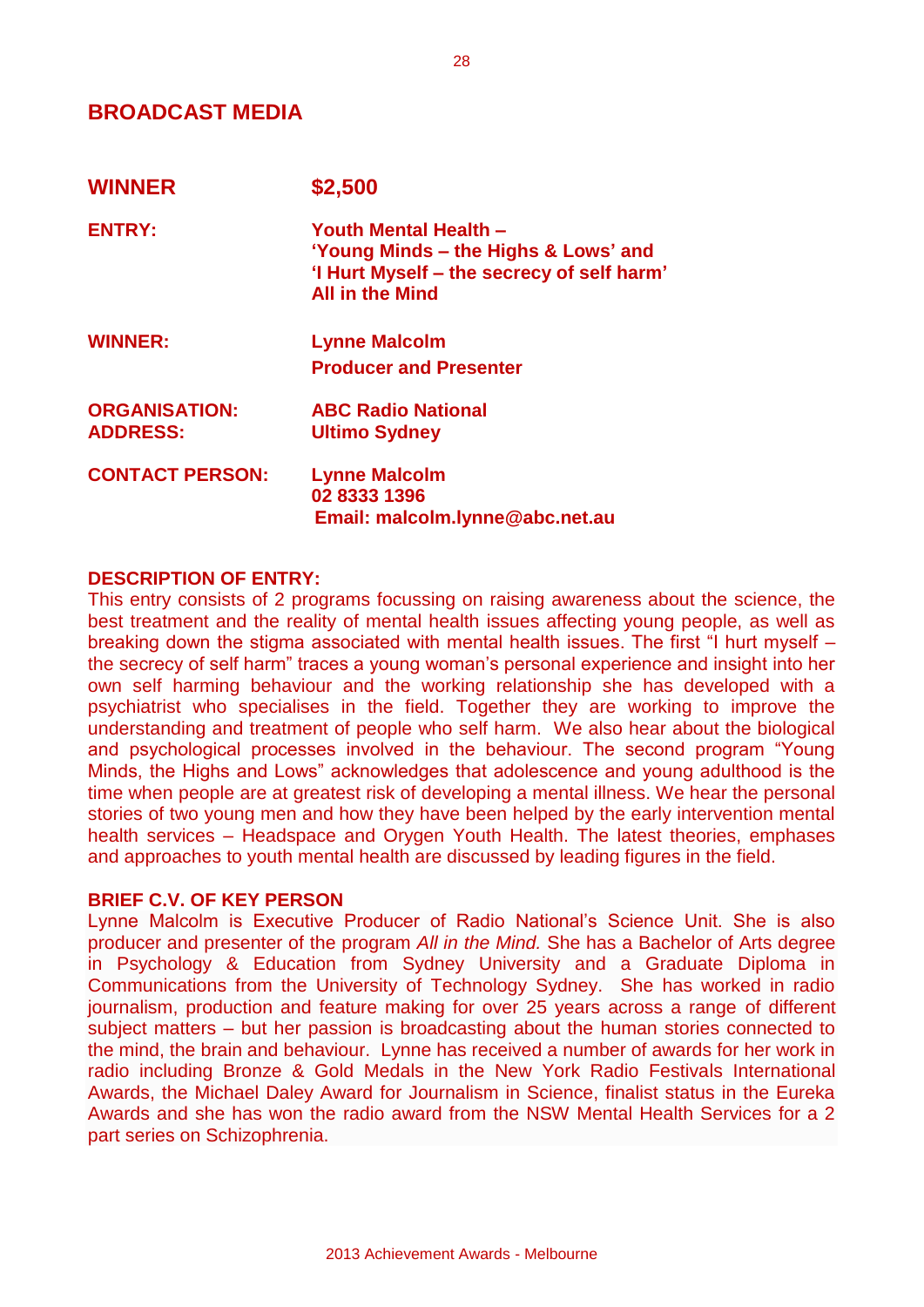## BROADCAST MEDIA

| | |
|---|---|
| **WINNER** | **$2,500** |
| **ENTRY:** | **Youth Mental Health –**<br>**'Young Minds – the Highs & Lows' and**<br>**'I Hurt Myself – the secrecy of self harm'**<br>**All in the Mind** |
| **WINNER:** | **Lynne Malcolm**<br>**Producer and Presenter** |
| **ORGANISATION:** | **ABC Radio National** |
| **ADDRESS:** | **Ultimo Sydney** |
| **CONTACT PERSON:** | **Lynne Malcolm**<br>**02 8333 1396**<br>**Email: malcolm.lynne@abc.net.au** |

**DESCRIPTION OF ENTRY:**

This entry consists of 2 programs focussing on raising awareness about the science, the best treatment and the reality of mental health issues affecting young people, as well as breaking down the stigma associated with mental health issues. The first "I hurt myself – the secrecy of self harm" traces a young woman's personal experience and insight into her own self harming behaviour and the working relationship she has developed with a psychiatrist who specialises in the field. Together they are working to improve the understanding and treatment of people who self harm. We also hear about the biological and psychological processes involved in the behaviour. The second program "Young Minds, the Highs and Lows" acknowledges that adolescence and young adulthood is the time when people are at greatest risk of developing a mental illness. We hear the personal stories of two young men and how they have been helped by the early intervention mental health services – Headspace and Orygen Youth Health. The latest theories, emphases and approaches to youth mental health are discussed by leading figures in the field.

**BRIEF C.V. OF KEY PERSON**

Lynne Malcolm is Executive Producer of Radio National's Science Unit. She is also producer and presenter of the program *All in the Mind.* She has a Bachelor of Arts degree in Psychology & Education from Sydney University and a Graduate Diploma in Communications from the University of Technology Sydney. She has worked in radio journalism, production and feature making for over 25 years across a range of different subject matters – but her passion is broadcasting about the human stories connected to the mind, the brain and behaviour. Lynne has received a number of awards for her work in radio including Bronze & Gold Medals in the New York Radio Festivals International Awards, the Michael Daley Award for Journalism in Science, finalist status in the Eureka Awards and she has won the radio award from the NSW Mental Health Services for a 2 part series on Schizophrenia.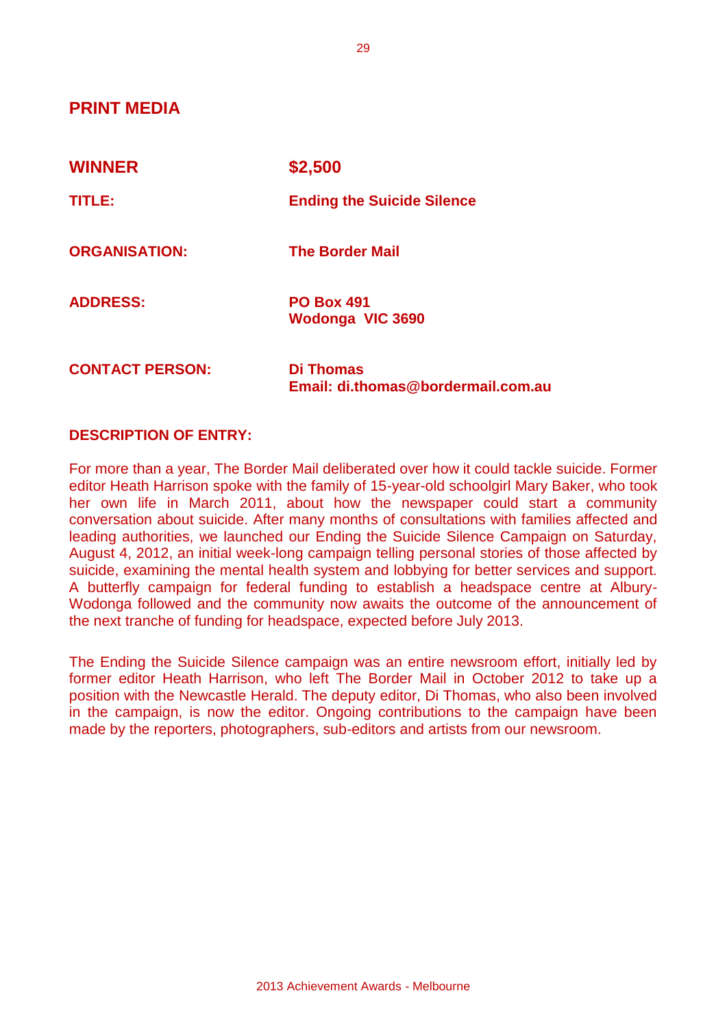## PRINT MEDIA

| | |
|---|---|
| **WINNER** | **$2,500** |
| **TITLE:** | **Ending the Suicide Silence** |
| **ORGANISATION:** | **The Border Mail** |
| **ADDRESS:** | **PO Box 491**<br>**Wodonga VIC 3690** |
| **CONTACT PERSON:** | **Di Thomas**<br>**Email: di.thomas@bordermail.com.au** |

**DESCRIPTION OF ENTRY:**

For more than a year, The Border Mail deliberated over how it could tackle suicide. Former editor Heath Harrison spoke with the family of 15-year-old schoolgirl Mary Baker, who took her own life in March 2011, about how the newspaper could start a community conversation about suicide. After many months of consultations with families affected and leading authorities, we launched our Ending the Suicide Silence Campaign on Saturday, August 4, 2012, an initial week-long campaign telling personal stories of those affected by suicide, examining the mental health system and lobbying for better services and support. A butterfly campaign for federal funding to establish a headspace centre at Albury-Wodonga followed and the community now awaits the outcome of the announcement of the next tranche of funding for headspace, expected before July 2013.

The Ending the Suicide Silence campaign was an entire newsroom effort, initially led by former editor Heath Harrison, who left The Border Mail in October 2012 to take up a position with the Newcastle Herald. The deputy editor, Di Thomas, who also been involved in the campaign, is now the editor. Ongoing contributions to the campaign have been made by the reporters, photographers, sub-editors and artists from our newsroom.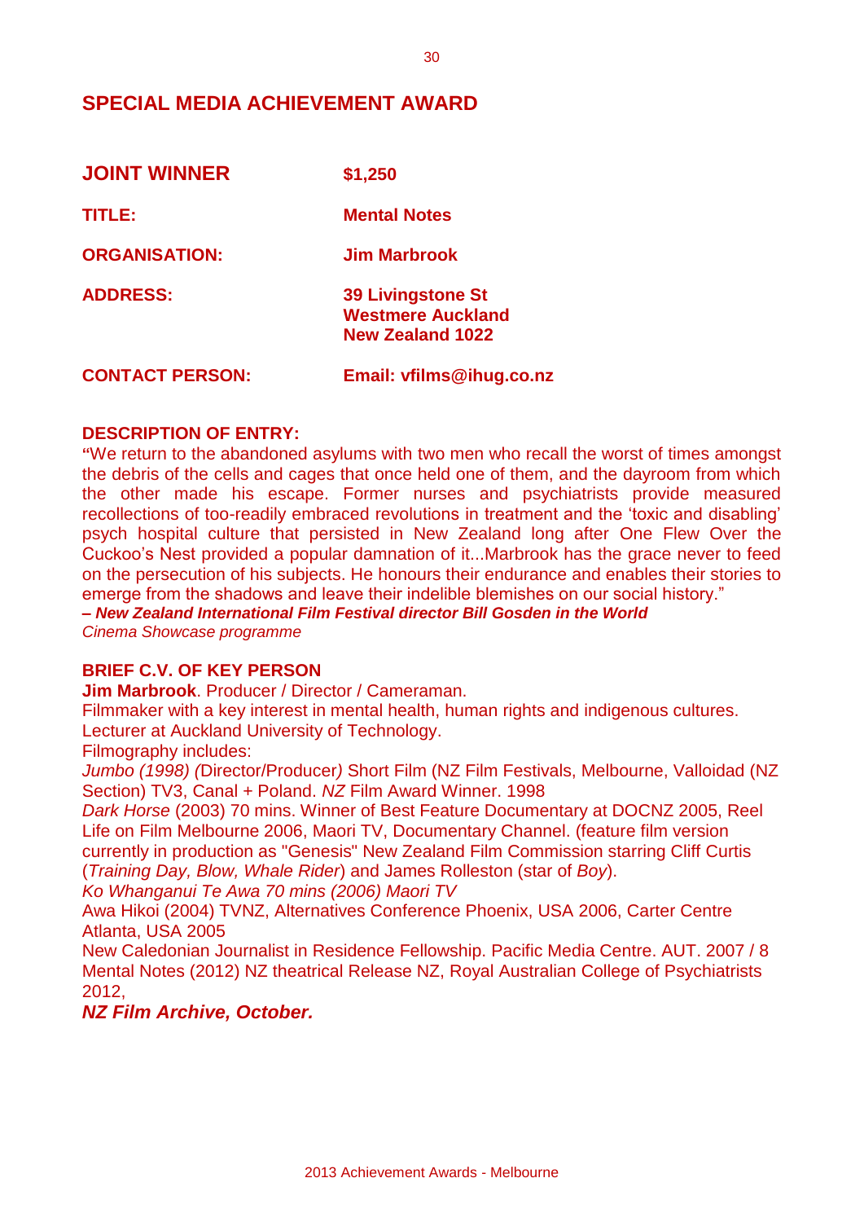## SPECIAL MEDIA ACHIEVEMENT AWARD

| | |
|---|---|
| **JOINT WINNER** | **$1,250** |
| **TITLE:** | **Mental Notes** |
| **ORGANISATION:** | **Jim Marbrook** |
| **ADDRESS:** | **39 Livingstone St**<br>**Westmere Auckland**<br>**New Zealand 1022** |
| **CONTACT PERSON:** | **Email: vfilms@ihug.co.nz** |

**DESCRIPTION OF ENTRY:**

"We return to the abandoned asylums with two men who recall the worst of times amongst the debris of the cells and cages that once held one of them, and the dayroom from which the other made his escape. Former nurses and psychiatrists provide measured recollections of too-readily embraced revolutions in treatment and the 'toxic and disabling' psych hospital culture that persisted in New Zealand long after One Flew Over the Cuckoo's Nest provided a popular damnation of it...Marbrook has the grace never to feed on the persecution of his subjects. He honours their endurance and enables their stories to emerge from the shadows and leave their indelible blemishes on our social history."
***– New Zealand International Film Festival director Bill Gosden in the World*** *Cinema Showcase programme*

**BRIEF C.V. OF KEY PERSON**

**Jim Marbrook**. Producer / Director / Cameraman.
Filmmaker with a key interest in mental health, human rights and indigenous cultures.
Lecturer at Auckland University of Technology.
Filmography includes:
*Jumbo (1998) (*Director/Producer*)* Short Film (NZ Film Festivals, Melbourne, Valloidad (NZ Section) TV3, Canal + Poland. *NZ* Film Award Winner. 1998
*Dark Horse* (2003) 70 mins. Winner of Best Feature Documentary at DOCNZ 2005, Reel Life on Film Melbourne 2006, Maori TV, Documentary Channel. (feature film version currently in production as "Genesis" New Zealand Film Commission starring Cliff Curtis (*Training Day, Blow, Whale Rider*) and James Rolleston (star of *Boy*).
*Ko Whanganui Te Awa 70 mins (2006) Maori TV*
Awa Hikoi (2004) TVNZ, Alternatives Conference Phoenix, USA 2006, Carter Centre Atlanta, USA 2005
New Caledonian Journalist in Residence Fellowship. Pacific Media Centre. AUT. 2007 / 8
Mental Notes (2012) NZ theatrical Release NZ, Royal Australian College of Psychiatrists 2012,
***NZ Film Archive, October.***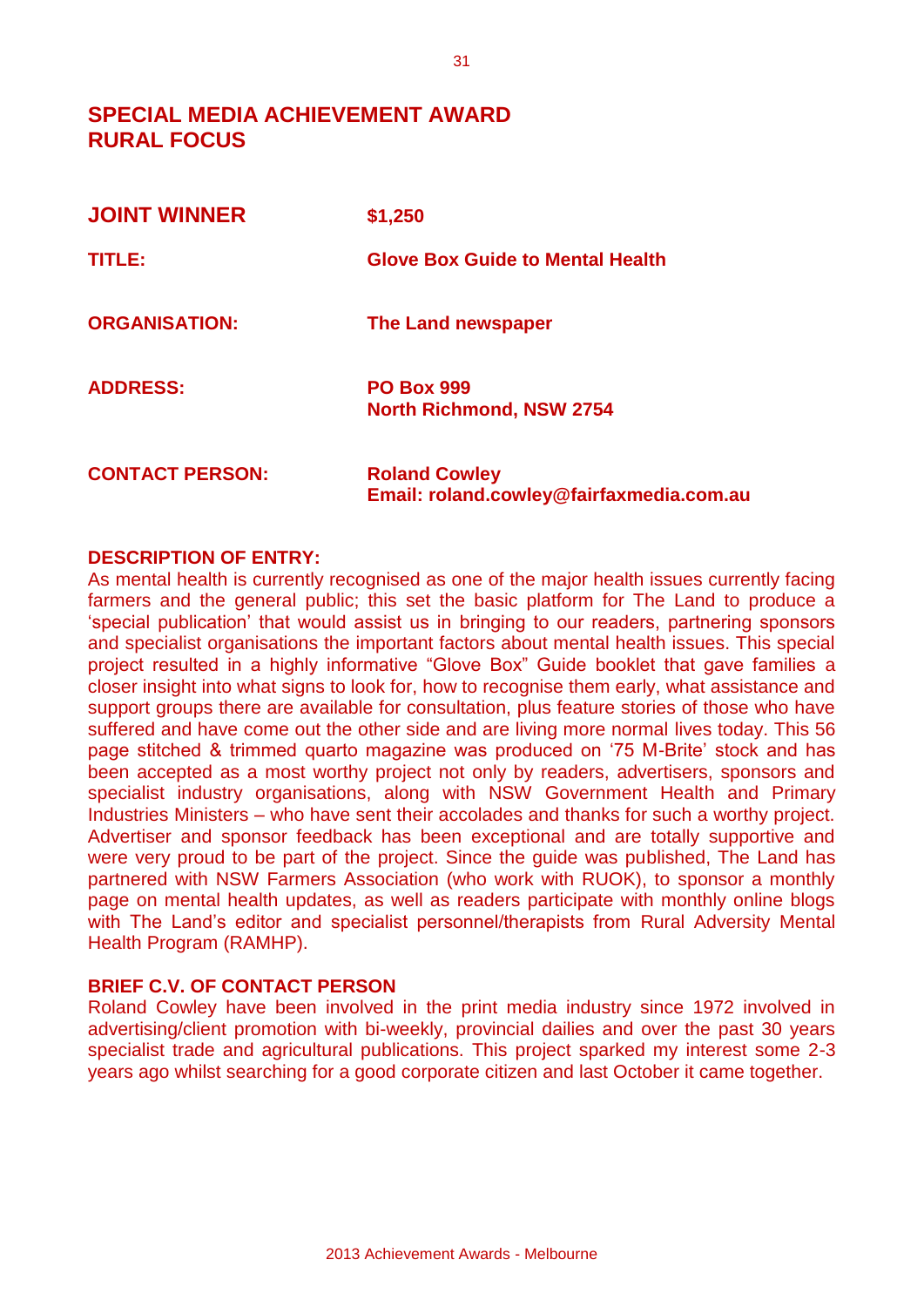# SPECIAL MEDIA ACHIEVEMENT AWARD
# RURAL FOCUS

| | |
|---|---|
| **JOINT WINNER** | **$1,250** |
| **TITLE:** | **Glove Box Guide to Mental Health** |
| **ORGANISATION:** | **The Land newspaper** |
| **ADDRESS:** | **PO Box 999**<br>**North Richmond, NSW 2754** |
| **CONTACT PERSON:** | **Roland Cowley**<br>**Email: roland.cowley@fairfaxmedia.com.au** |

**DESCRIPTION OF ENTRY:**

As mental health is currently recognised as one of the major health issues currently facing farmers and the general public; this set the basic platform for The Land to produce a 'special publication' that would assist us in bringing to our readers, partnering sponsors and specialist organisations the important factors about mental health issues. This special project resulted in a highly informative "Glove Box" Guide booklet that gave families a closer insight into what signs to look for, how to recognise them early, what assistance and support groups there are available for consultation, plus feature stories of those who have suffered and have come out the other side and are living more normal lives today. This 56 page stitched & trimmed quarto magazine was produced on '75 M-Brite' stock and has been accepted as a most worthy project not only by readers, advertisers, sponsors and specialist industry organisations, along with NSW Government Health and Primary Industries Ministers – who have sent their accolades and thanks for such a worthy project. Advertiser and sponsor feedback has been exceptional and are totally supportive and were very proud to be part of the project. Since the guide was published, The Land has partnered with NSW Farmers Association (who work with RUOK), to sponsor a monthly page on mental health updates, as well as readers participate with monthly online blogs with The Land's editor and specialist personnel/therapists from Rural Adversity Mental Health Program (RAMHP).

**BRIEF C.V. OF CONTACT PERSON**

Roland Cowley have been involved in the print media industry since 1972 involved in advertising/client promotion with bi-weekly, provincial dailies and over the past 30 years specialist trade and agricultural publications. This project sparked my interest some 2-3 years ago whilst searching for a good corporate citizen and last October it came together.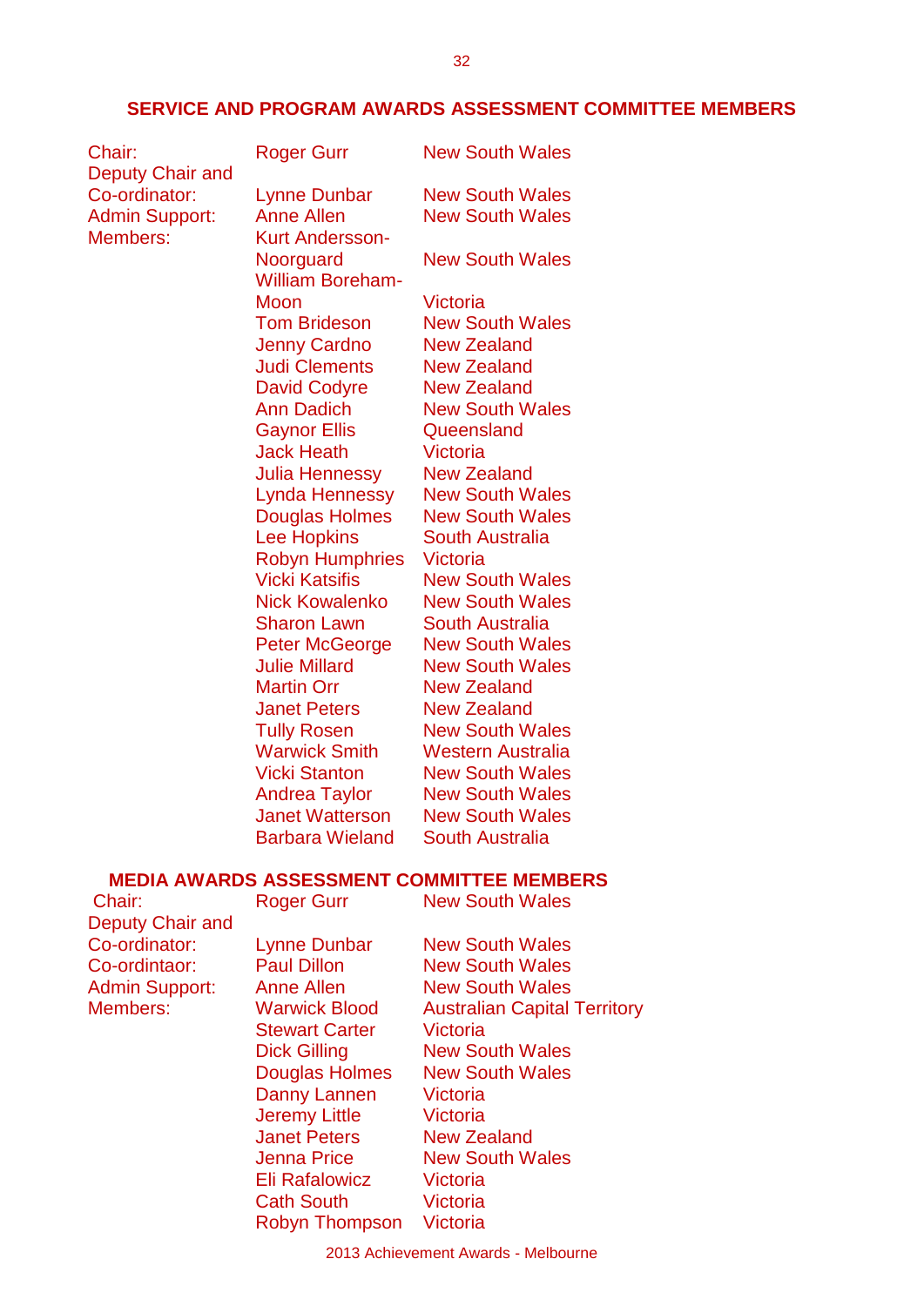## SERVICE AND PROGRAM AWARDS ASSESSMENT COMMITTEE MEMBERS

| | | |
|---|---|---|
| Chair: | Roger Gurr | New South Wales |
| Deputy Chair and Co-ordinator: | Lynne Dunbar | New South Wales |
| Admin Support: | Anne Allen | New South Wales |
| Members: | Kurt Andersson-Noorguard | New South Wales |
| | William Boreham-Moon | Victoria |
| | Tom Brideson | New South Wales |
| | Jenny Cardno | New Zealand |
| | Judi Clements | New Zealand |
| | David Codyre | New Zealand |
| | Ann Dadich | New South Wales |
| | Gaynor Ellis | Queensland |
| | Jack Heath | Victoria |
| | Julia Hennessy | New Zealand |
| | Lynda Hennessy | New South Wales |
| | Douglas Holmes | New South Wales |
| | Lee Hopkins | South Australia |
| | Robyn Humphries | Victoria |
| | Vicki Katsifis | New South Wales |
| | Nick Kowalenko | New South Wales |
| | Sharon Lawn | South Australia |
| | Peter McGeorge | New South Wales |
| | Julie Millard | New South Wales |
| | Martin Orr | New Zealand |
| | Janet Peters | New Zealand |
| | Tully Rosen | New South Wales |
| | Warwick Smith | Western Australia |
| | Vicki Stanton | New South Wales |
| | Andrea Taylor | New South Wales |
| | Janet Watterson | New South Wales |
| | Barbara Wieland | South Australia |

## MEDIA AWARDS ASSESSMENT COMMITTEE MEMBERS

| | | |
|---|---|---|
| Chair: | Roger Gurr | New South Wales |
| Deputy Chair and Co-ordinator: | Lynne Dunbar | New South Wales |
| Co-ordintaor: | Paul Dillon | New South Wales |
| Admin Support: | Anne Allen | New South Wales |
| Members: | Warwick Blood | Australian Capital Territory |
| | Stewart Carter | Victoria |
| | Dick Gilling | New South Wales |
| | Douglas Holmes | New South Wales |
| | Danny Lannen | Victoria |
| | Jeremy Little | Victoria |
| | Janet Peters | New Zealand |
| | Jenna Price | New South Wales |
| | Eli Rafalowicz | Victoria |
| | Cath South | Victoria |
| | Robyn Thompson | Victoria |